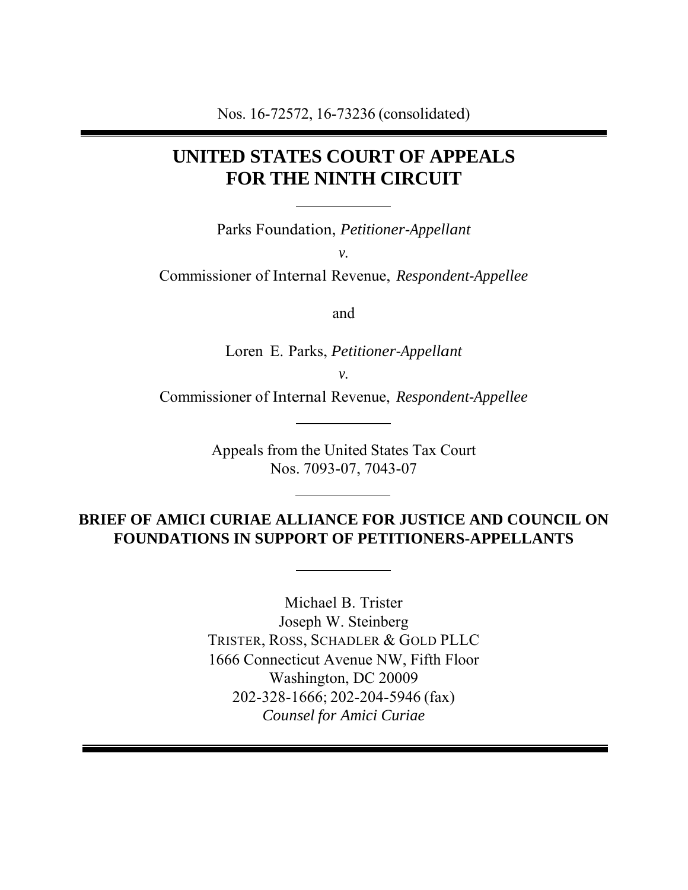Nos. 16-72572, 16-73236 (consolidated)

# UNITED STATES COURT OF APPEALS FOR THE NINTH CIRCUIT

---

Parks Foundation, *Petitioner-Appellant*

*v.*

Commissioner of Internal Revenue, *Respondent-Appellee*

and

Loren E. Parks, *Petitioner-Appellant*

*v.*

Commissioner of Internal Revenue, *Respondent-Appellee*

---

Appeals from the United States Tax Court
Nos. 7093-07, 7043-07

---

**BRIEF OF AMICI CURIAE ALLIANCE FOR JUSTICE AND COUNCIL ON FOUNDATIONS IN SUPPORT OF PETITIONERS-APPELLANTS**

---

Michael B. Trister
Joseph W. Steinberg
TRISTER, ROSS, SCHADLER & GOLD PLLC
1666 Connecticut Avenue NW, Fifth Floor
Washington, DC 20009
202-328-1666; 202-204-5946 (fax)
*Counsel for Amici Curiae*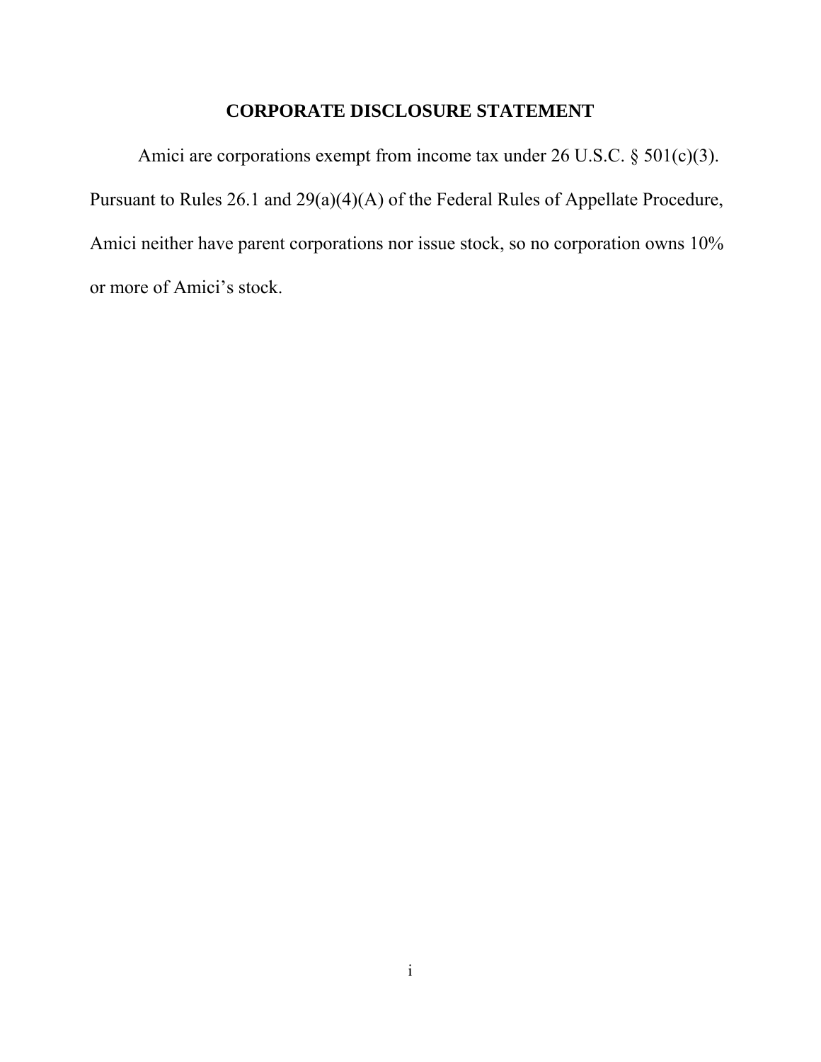# CORPORATE DISCLOSURE STATEMENT

Amici are corporations exempt from income tax under 26 U.S.C. § 501(c)(3). Pursuant to Rules 26.1 and 29(a)(4)(A) of the Federal Rules of Appellate Procedure, Amici neither have parent corporations nor issue stock, so no corporation owns 10% or more of Amici's stock.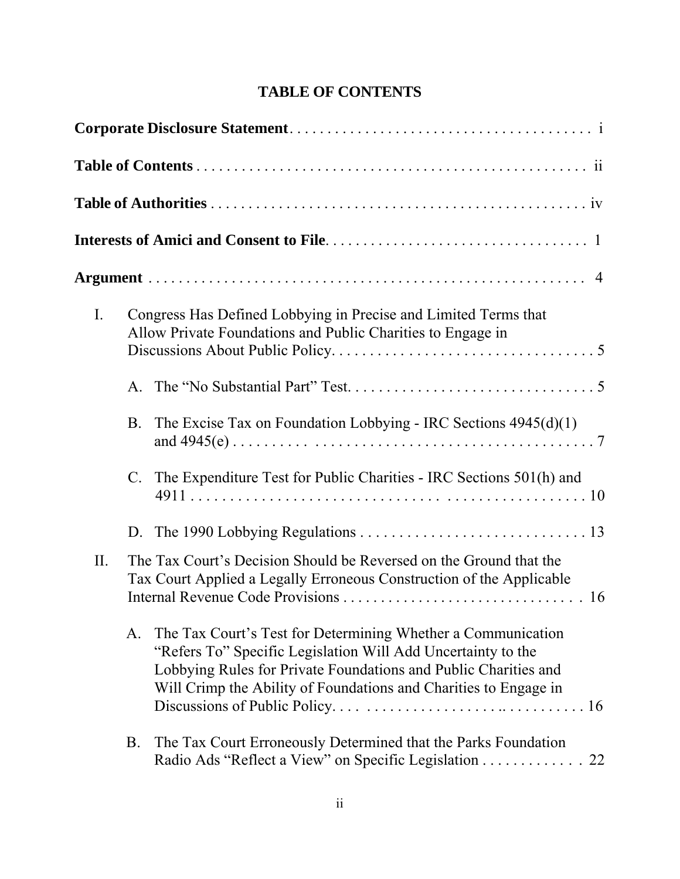# TABLE OF CONTENTS

**Corporate Disclosure Statement** . . . . . . . . . . . . . . . . . . . . . . . . . . . . . . . . . . . . . . . . i

**Table of Contents** . . . . . . . . . . . . . . . . . . . . . . . . . . . . . . . . . . . . . . . . . . . . . . . . . ii

**Table of Authorities** . . . . . . . . . . . . . . . . . . . . . . . . . . . . . . . . . . . . . . . . . . . . . . . iv

**Interests of Amici and Consent to File** . . . . . . . . . . . . . . . . . . . . . . . . . . . . . . . . . . 1

**Argument** . . . . . . . . . . . . . . . . . . . . . . . . . . . . . . . . . . . . . . . . . . . . . . . . . . . . . . . 4

I. Congress Has Defined Lobbying in Precise and Limited Terms that Allow Private Foundations and Public Charities to Engage in Discussions About Public Policy. . . . . . . . . . . . . . . . . . . . . . . . . . . . . . . . . . 5

   A. The "No Substantial Part" Test. . . . . . . . . . . . . . . . . . . . . . . . . . . . . . . . 5

   B. The Excise Tax on Foundation Lobbying - IRC Sections 4945(d)(1) and 4945(e) . . . . . . . . . . . . . . . . . . . . . . . . . . . . . . . . . . . . . . . . . . . . . . . 7

   C. The Expenditure Test for Public Charities - IRC Sections 501(h) and 4911 . . . . . . . . . . . . . . . . . . . . . . . . . . . . . . . . . . . . . . . . . . . . . . . . . . . 10

   D. The 1990 Lobbying Regulations . . . . . . . . . . . . . . . . . . . . . . . . . . . . . 13

II. The Tax Court's Decision Should be Reversed on the Ground that the Tax Court Applied a Legally Erroneous Construction of the Applicable Internal Revenue Code Provisions . . . . . . . . . . . . . . . . . . . . . . . . . . . . . . . 16

   A. The Tax Court's Test for Determining Whether a Communication "Refers To" Specific Legislation Will Add Uncertainty to the Lobbying Rules for Private Foundations and Public Charities and Will Crimp the Ability of Foundations and Charities to Engage in Discussions of Public Policy. . . . . . . . . . . . . . . . . . . . . . . . . . . . . . . . 16

   B. The Tax Court Erroneously Determined that the Parks Foundation Radio Ads "Reflect a View" on Specific Legislation . . . . . . . . . . . . . 22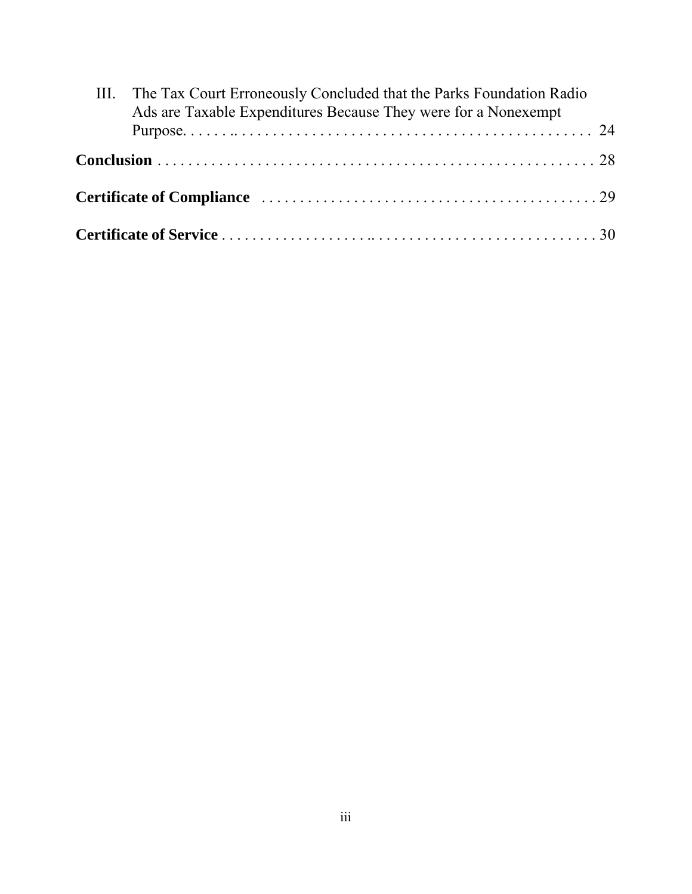III. The Tax Court Erroneously Concluded that the Parks Foundation Radio Ads are Taxable Expenditures Because They were for a Nonexempt Purpose. . . . . . . . . . . . . . . . . . . . . . . . . . . . . . . . . . . . . . . . . . . . . . . . . . . . 24

**Conclusion** . . . . . . . . . . . . . . . . . . . . . . . . . . . . . . . . . . . . . . . . . . . . . . . . . . . . . . 28

**Certificate of Compliance** . . . . . . . . . . . . . . . . . . . . . . . . . . . . . . . . . . . . . . . . . . . 29

**Certificate of Service** . . . . . . . . . . . . . . . . . . . . . . . . . . . . . . . . . . . . . . . . . . . . . . 30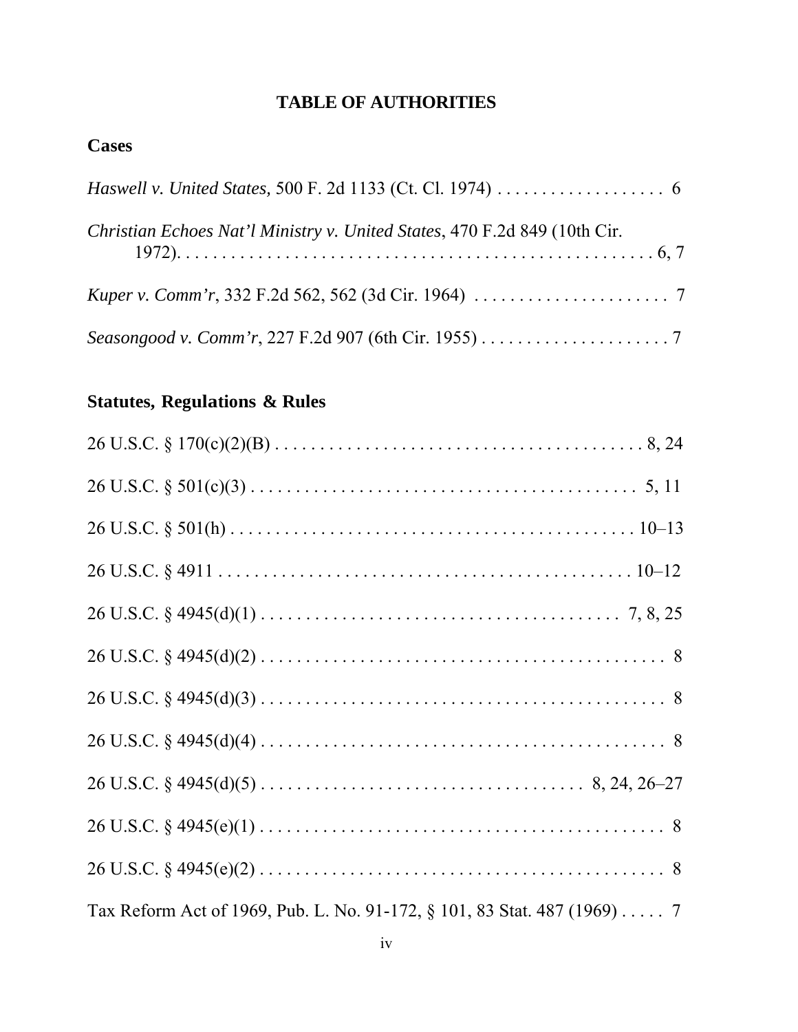# TABLE OF AUTHORITIES

## Cases

*Haswell v. United States,* 500 F. 2d 1133 (Ct. Cl. 1974) . . . . . . . . . . . . . . . . . . . 6

*Christian Echoes Nat'l Ministry v. United States*, 470 F.2d 849 (10th Cir. 1972). . . . . . . . . . . . . . . . . . . . . . . . . . . . . . . . . . . . . . . . . . . . . . . . . . . 6, 7

*Kuper v. Comm'r*, 332 F.2d 562, 562 (3d Cir. 1964) . . . . . . . . . . . . . . . . . . . . . . 7

*Seasongood v. Comm'r*, 227 F.2d 907 (6th Cir. 1955) . . . . . . . . . . . . . . . . . . . . . 7

## Statutes, Regulations & Rules

26 U.S.C. § 170(c)(2)(B) . . . . . . . . . . . . . . . . . . . . . . . . . . . . . . . . . . . . . . . . . 8, 24

26 U.S.C. § 501(c)(3) . . . . . . . . . . . . . . . . . . . . . . . . . . . . . . . . . . . . . . . . . . . 5, 11

26 U.S.C. § 501(h) . . . . . . . . . . . . . . . . . . . . . . . . . . . . . . . . . . . . . . . . . . . . . 10–13

26 U.S.C. § 4911 . . . . . . . . . . . . . . . . . . . . . . . . . . . . . . . . . . . . . . . . . . . . . . 10–12

26 U.S.C. § 4945(d)(1) . . . . . . . . . . . . . . . . . . . . . . . . . . . . . . . . . . . . . . . . 7, 8, 25

26 U.S.C. § 4945(d)(2) . . . . . . . . . . . . . . . . . . . . . . . . . . . . . . . . . . . . . . . . . . . . 8

26 U.S.C. § 4945(d)(3) . . . . . . . . . . . . . . . . . . . . . . . . . . . . . . . . . . . . . . . . . . . . 8

26 U.S.C. § 4945(d)(4) . . . . . . . . . . . . . . . . . . . . . . . . . . . . . . . . . . . . . . . . . . . . 8

26 U.S.C. § 4945(d)(5) . . . . . . . . . . . . . . . . . . . . . . . . . . . . . . . . . . . . 8, 24, 26–27

26 U.S.C. § 4945(e)(1) . . . . . . . . . . . . . . . . . . . . . . . . . . . . . . . . . . . . . . . . . . . . 8

26 U.S.C. § 4945(e)(2) . . . . . . . . . . . . . . . . . . . . . . . . . . . . . . . . . . . . . . . . . . . . 8

Tax Reform Act of 1969, Pub. L. No. 91-172, § 101, 83 Stat. 487 (1969) . . . . . 7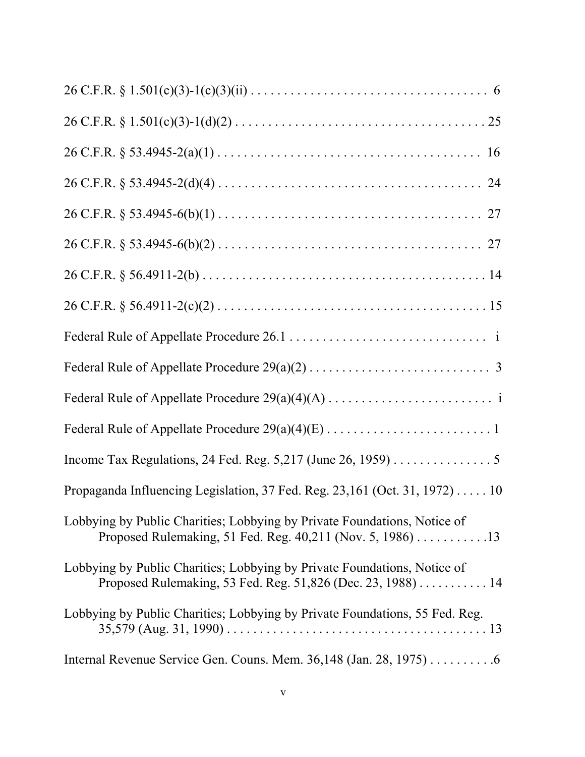26 C.F.R. § 1.501(c)(3)-1(c)(3)(ii) . . . . . . . . . . . . . . . . . . . . . . . . . . . . . . . . . . . 6

26 C.F.R. § 1.501(c)(3)-1(d)(2) . . . . . . . . . . . . . . . . . . . . . . . . . . . . . . . . . . . . . . 25

26 C.F.R. § 53.4945-2(a)(1) . . . . . . . . . . . . . . . . . . . . . . . . . . . . . . . . . . . . . . . . 16

26 C.F.R. § 53.4945-2(d)(4) . . . . . . . . . . . . . . . . . . . . . . . . . . . . . . . . . . . . . . . . 24

26 C.F.R. § 53.4945-6(b)(1) . . . . . . . . . . . . . . . . . . . . . . . . . . . . . . . . . . . . . . . . 27

26 C.F.R. § 53.4945-6(b)(2) . . . . . . . . . . . . . . . . . . . . . . . . . . . . . . . . . . . . . . . . 27

26 C.F.R. § 56.4911-2(b) . . . . . . . . . . . . . . . . . . . . . . . . . . . . . . . . . . . . . . . . . . . 14

26 C.F.R. § 56.4911-2(c)(2) . . . . . . . . . . . . . . . . . . . . . . . . . . . . . . . . . . . . . . . . . 15

Federal Rule of Appellate Procedure 26.1 . . . . . . . . . . . . . . . . . . . . . . . . . . . . . i

Federal Rule of Appellate Procedure 29(a)(2) . . . . . . . . . . . . . . . . . . . . . . . . . . . 3

Federal Rule of Appellate Procedure 29(a)(4)(A) . . . . . . . . . . . . . . . . . . . . . . . . . i

Federal Rule of Appellate Procedure 29(a)(4)(E) . . . . . . . . . . . . . . . . . . . . . . . . . 1

Income Tax Regulations, 24 Fed. Reg. 5,217 (June 26, 1959) . . . . . . . . . . . . . . . 5

Propaganda Influencing Legislation, 37 Fed. Reg. 23,161 (Oct. 31, 1972) . . . . . 10

Lobbying by Public Charities; Lobbying by Private Foundations, Notice of Proposed Rulemaking, 51 Fed. Reg. 40,211 (Nov. 5, 1986) . . . . . . . . . . .13

Lobbying by Public Charities; Lobbying by Private Foundations, Notice of Proposed Rulemaking, 53 Fed. Reg. 51,826 (Dec. 23, 1988) . . . . . . . . . . . 14

Lobbying by Public Charities; Lobbying by Private Foundations, 55 Fed. Reg. 35,579 (Aug. 31, 1990) . . . . . . . . . . . . . . . . . . . . . . . . . . . . . . . . . . . . . . . 13

Internal Revenue Service Gen. Couns. Mem. 36,148 (Jan. 28, 1975) . . . . . . . . . .6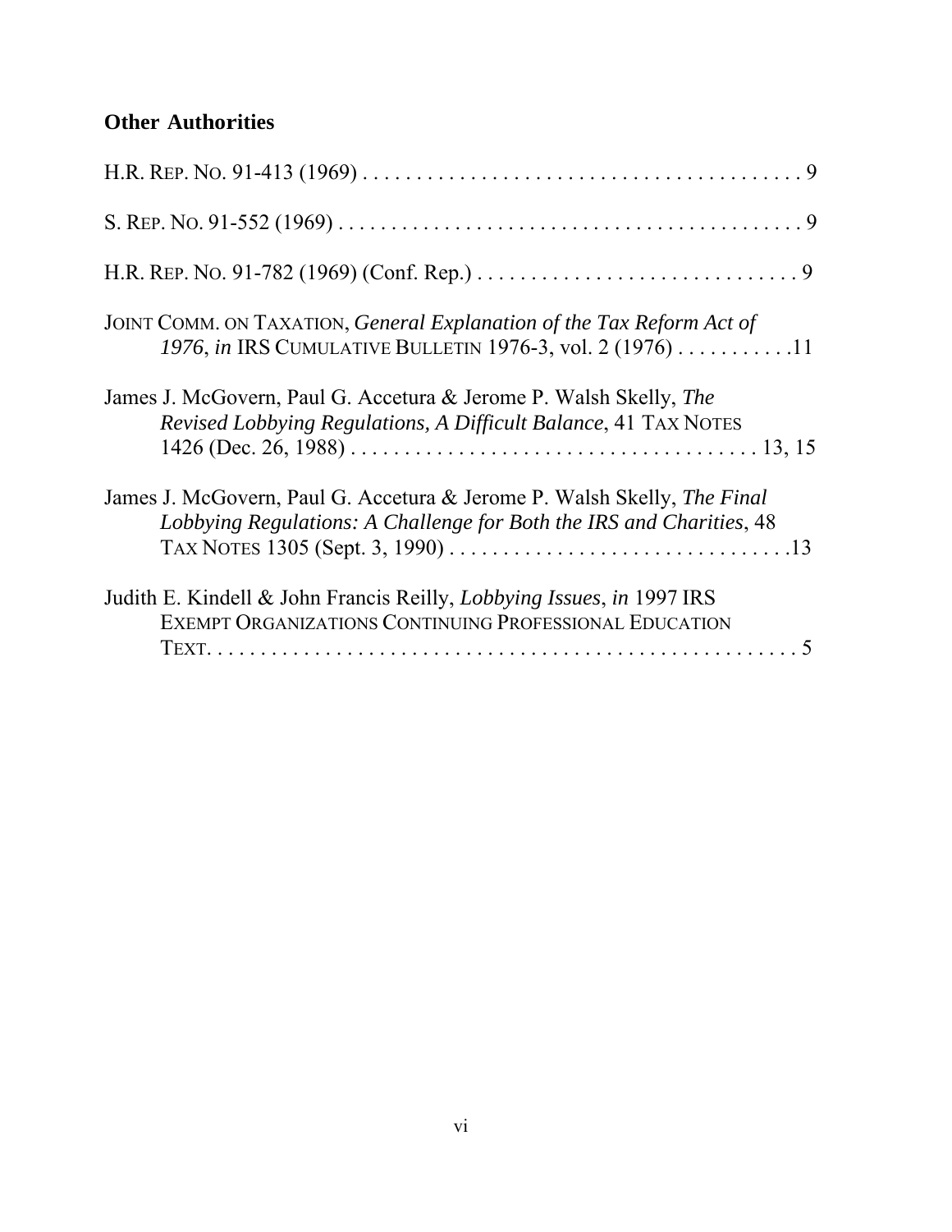**Other Authorities**

H.R. REP. NO. 91-413 (1969) . . . . . . . . . . . . . . . . . . . . . . . . . . . . . . . . . . . . . . . . . 9

S. REP. NO. 91-552 (1969) . . . . . . . . . . . . . . . . . . . . . . . . . . . . . . . . . . . . . . . . . . . 9

H.R. REP. NO. 91-782 (1969) (Conf. Rep.) . . . . . . . . . . . . . . . . . . . . . . . . . . . . . . 9

JOINT COMM. ON TAXATION, *General Explanation of the Tax Reform Act of 1976*, *in* IRS CUMULATIVE BULLETIN 1976-3, vol. 2 (1976) . . . . . . . . . . .11

James J. McGovern, Paul G. Accetura & Jerome P. Walsh Skelly, *The Revised Lobbying Regulations, A Difficult Balance*, 41 TAX NOTES 1426 (Dec. 26, 1988) . . . . . . . . . . . . . . . . . . . . . . . . . . . . . . . . . . . . . . 13, 15

James J. McGovern, Paul G. Accetura & Jerome P. Walsh Skelly, *The Final Lobbying Regulations: A Challenge for Both the IRS and Charities*, 48 TAX NOTES 1305 (Sept. 3, 1990) . . . . . . . . . . . . . . . . . . . . . . . . . . . . . . . .13

Judith E. Kindell & John Francis Reilly, *Lobbying Issues*, *in* 1997 IRS EXEMPT ORGANIZATIONS CONTINUING PROFESSIONAL EDUCATION TEXT. . . . . . . . . . . . . . . . . . . . . . . . . . . . . . . . . . . . . . . . . . . . . . . . . . . . . 5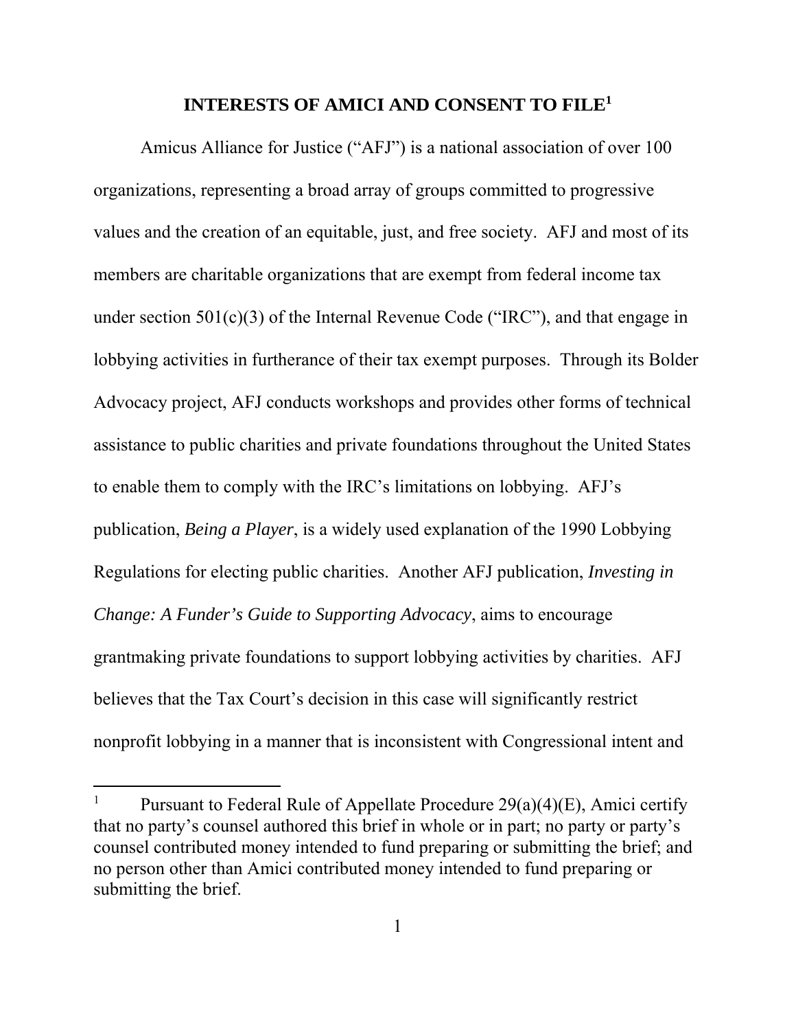# INTERESTS OF AMICI AND CONSENT TO FILE[1]

Amicus Alliance for Justice ("AFJ") is a national association of over 100 organizations, representing a broad array of groups committed to progressive values and the creation of an equitable, just, and free society. AFJ and most of its members are charitable organizations that are exempt from federal income tax under section 501(c)(3) of the Internal Revenue Code ("IRC"), and that engage in lobbying activities in furtherance of their tax exempt purposes. Through its Bolder Advocacy project, AFJ conducts workshops and provides other forms of technical assistance to public charities and private foundations throughout the United States to enable them to comply with the IRC's limitations on lobbying. AFJ's publication, *Being a Player*, is a widely used explanation of the 1990 Lobbying Regulations for electing public charities. Another AFJ publication, *Investing in Change: A Funder's Guide to Supporting Advocacy*, aims to encourage grantmaking private foundations to support lobbying activities by charities. AFJ believes that the Tax Court's decision in this case will significantly restrict nonprofit lobbying in a manner that is inconsistent with Congressional intent and

---

[1] Pursuant to Federal Rule of Appellate Procedure 29(a)(4)(E), Amici certify that no party's counsel authored this brief in whole or in part; no party or party's counsel contributed money intended to fund preparing or submitting the brief; and no person other than Amici contributed money intended to fund preparing or submitting the brief.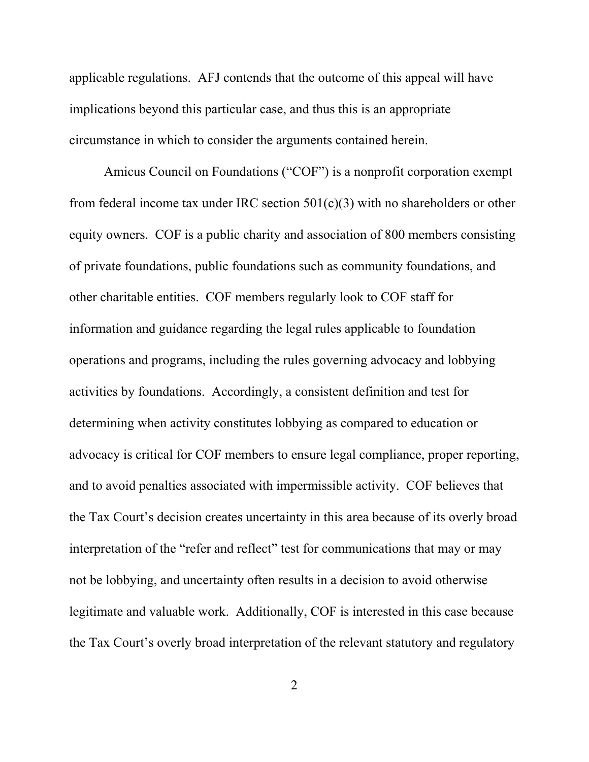applicable regulations. AFJ contends that the outcome of this appeal will have implications beyond this particular case, and thus this is an appropriate circumstance in which to consider the arguments contained herein.

Amicus Council on Foundations ("COF") is a nonprofit corporation exempt from federal income tax under IRC section 501(c)(3) with no shareholders or other equity owners. COF is a public charity and association of 800 members consisting of private foundations, public foundations such as community foundations, and other charitable entities. COF members regularly look to COF staff for information and guidance regarding the legal rules applicable to foundation operations and programs, including the rules governing advocacy and lobbying activities by foundations. Accordingly, a consistent definition and test for determining when activity constitutes lobbying as compared to education or advocacy is critical for COF members to ensure legal compliance, proper reporting, and to avoid penalties associated with impermissible activity. COF believes that the Tax Court's decision creates uncertainty in this area because of its overly broad interpretation of the "refer and reflect" test for communications that may or may not be lobbying, and uncertainty often results in a decision to avoid otherwise legitimate and valuable work. Additionally, COF is interested in this case because the Tax Court's overly broad interpretation of the relevant statutory and regulatory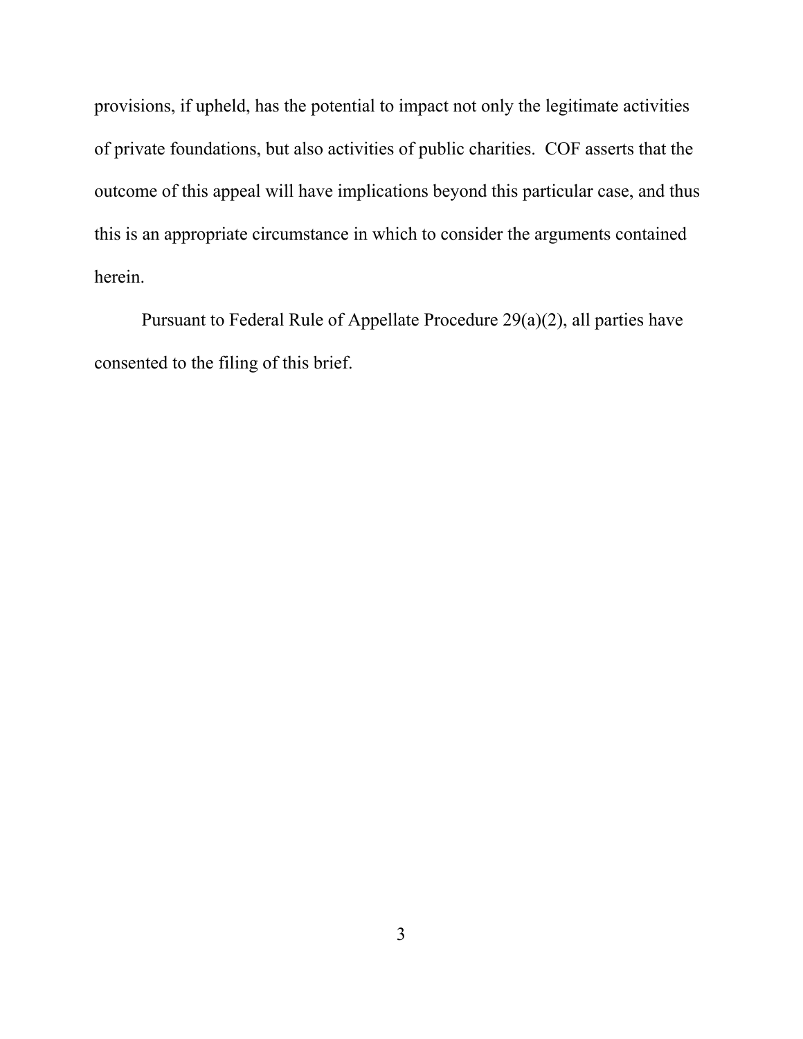provisions, if upheld, has the potential to impact not only the legitimate activities of private foundations, but also activities of public charities. COF asserts that the outcome of this appeal will have implications beyond this particular case, and thus this is an appropriate circumstance in which to consider the arguments contained herein.

Pursuant to Federal Rule of Appellate Procedure 29(a)(2), all parties have consented to the filing of this brief.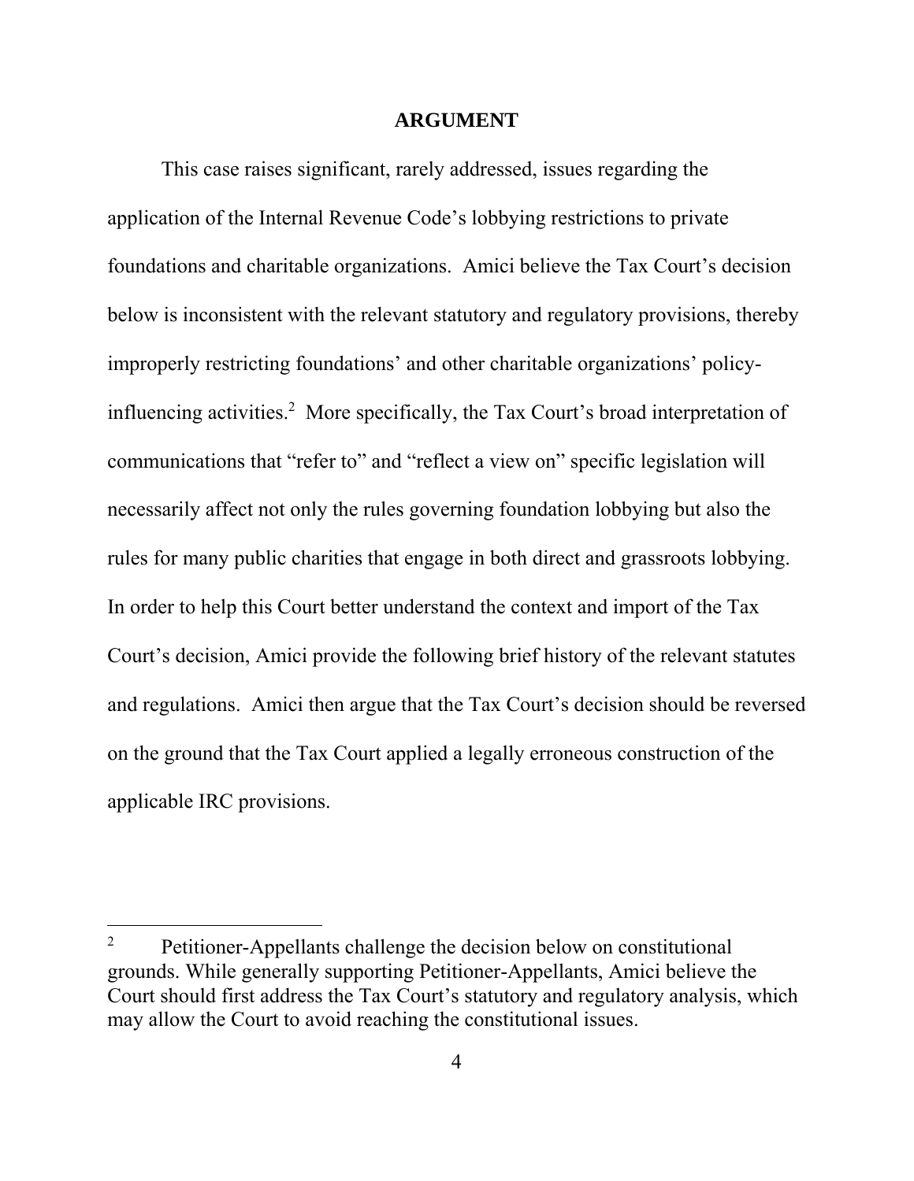# ARGUMENT

This case raises significant, rarely addressed, issues regarding the application of the Internal Revenue Code's lobbying restrictions to private foundations and charitable organizations. Amici believe the Tax Court's decision below is inconsistent with the relevant statutory and regulatory provisions, thereby improperly restricting foundations' and other charitable organizations' policy-influencing activities.[2] More specifically, the Tax Court's broad interpretation of communications that "refer to" and "reflect a view on" specific legislation will necessarily affect not only the rules governing foundation lobbying but also the rules for many public charities that engage in both direct and grassroots lobbying. In order to help this Court better understand the context and import of the Tax Court's decision, Amici provide the following brief history of the relevant statutes and regulations. Amici then argue that the Tax Court's decision should be reversed on the ground that the Tax Court applied a legally erroneous construction of the applicable IRC provisions.

---

[2] Petitioner-Appellants challenge the decision below on constitutional grounds. While generally supporting Petitioner-Appellants, Amici believe the Court should first address the Tax Court's statutory and regulatory analysis, which may allow the Court to avoid reaching the constitutional issues.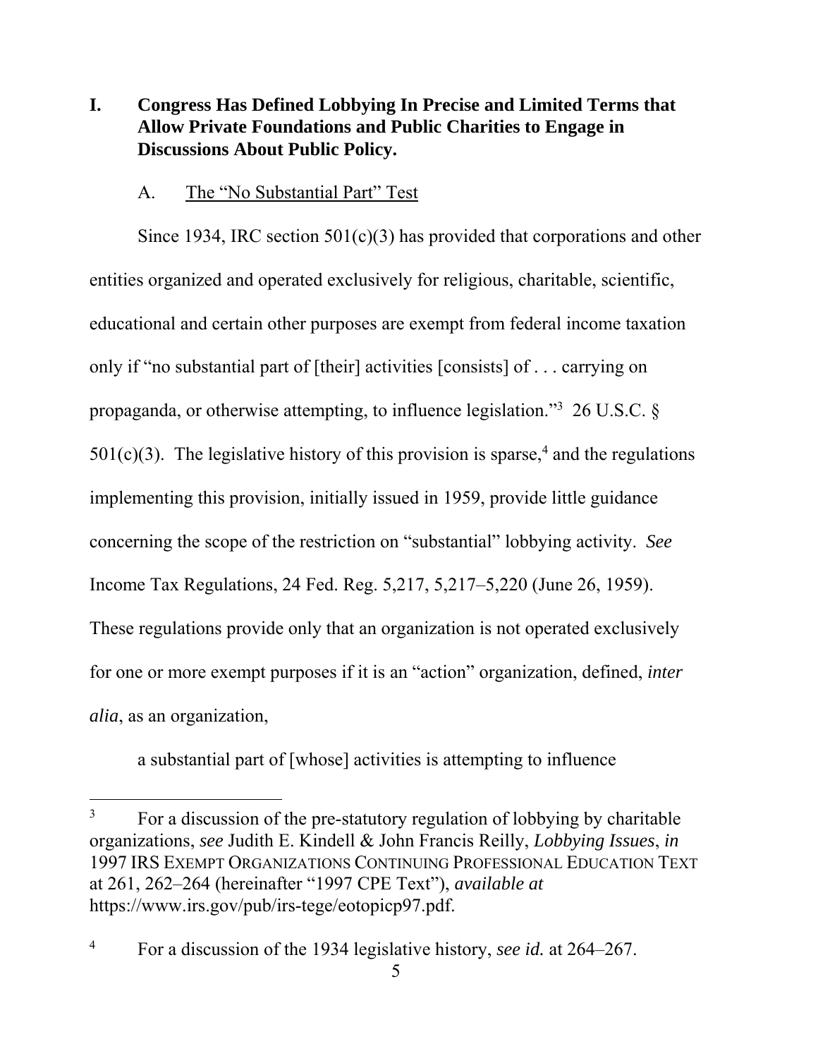## I. Congress Has Defined Lobbying In Precise and Limited Terms that Allow Private Foundations and Public Charities to Engage in Discussions About Public Policy.

### A. The "No Substantial Part" Test

Since 1934, IRC section 501(c)(3) has provided that corporations and other entities organized and operated exclusively for religious, charitable, scientific, educational and certain other purposes are exempt from federal income taxation only if "no substantial part of [their] activities [consists] of . . . carrying on propaganda, or otherwise attempting, to influence legislation."[3] 26 U.S.C. § 501(c)(3). The legislative history of this provision is sparse,[4] and the regulations implementing this provision, initially issued in 1959, provide little guidance concerning the scope of the restriction on "substantial" lobbying activity. *See* Income Tax Regulations, 24 Fed. Reg. 5,217, 5,217–5,220 (June 26, 1959). These regulations provide only that an organization is not operated exclusively for one or more exempt purposes if it is an "action" organization, defined, *inter alia*, as an organization,

> a substantial part of [whose] activities is attempting to influence

---

[3] For a discussion of the pre-statutory regulation of lobbying by charitable organizations, *see* Judith E. Kindell & John Francis Reilly, *Lobbying Issues*, *in* 1997 IRS EXEMPT ORGANIZATIONS CONTINUING PROFESSIONAL EDUCATION TEXT at 261, 262–264 (hereinafter "1997 CPE Text"), *available at* https://www.irs.gov/pub/irs-tege/eotopicp97.pdf.

[4] For a discussion of the 1934 legislative history, *see id.* at 264–267.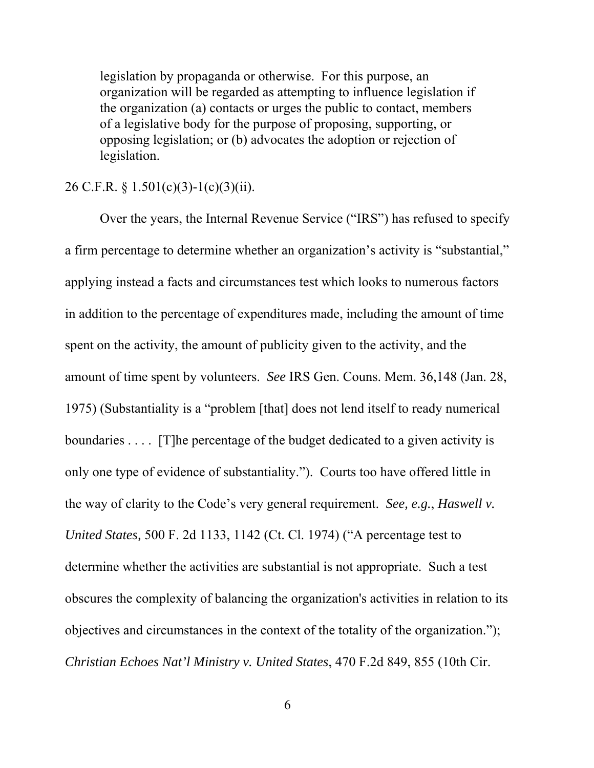> legislation by propaganda or otherwise. For this purpose, an organization will be regarded as attempting to influence legislation if the organization (a) contacts or urges the public to contact, members of a legislative body for the purpose of proposing, supporting, or opposing legislation; or (b) advocates the adoption or rejection of legislation.

26 C.F.R. § 1.501(c)(3)-1(c)(3)(ii).

Over the years, the Internal Revenue Service ("IRS") has refused to specify a firm percentage to determine whether an organization's activity is "substantial," applying instead a facts and circumstances test which looks to numerous factors in addition to the percentage of expenditures made, including the amount of time spent on the activity, the amount of publicity given to the activity, and the amount of time spent by volunteers. *See* IRS Gen. Couns. Mem. 36,148 (Jan. 28, 1975) (Substantiality is a "problem [that] does not lend itself to ready numerical boundaries . . . . [T]he percentage of the budget dedicated to a given activity is only one type of evidence of substantiality."). Courts too have offered little in the way of clarity to the Code's very general requirement. *See, e.g.*, *Haswell v. United States,* 500 F. 2d 1133, 1142 (Ct. Cl. 1974) ("A percentage test to determine whether the activities are substantial is not appropriate. Such a test obscures the complexity of balancing the organization's activities in relation to its objectives and circumstances in the context of the totality of the organization."); *Christian Echoes Nat'l Ministry v. United States*, 470 F.2d 849, 855 (10th Cir.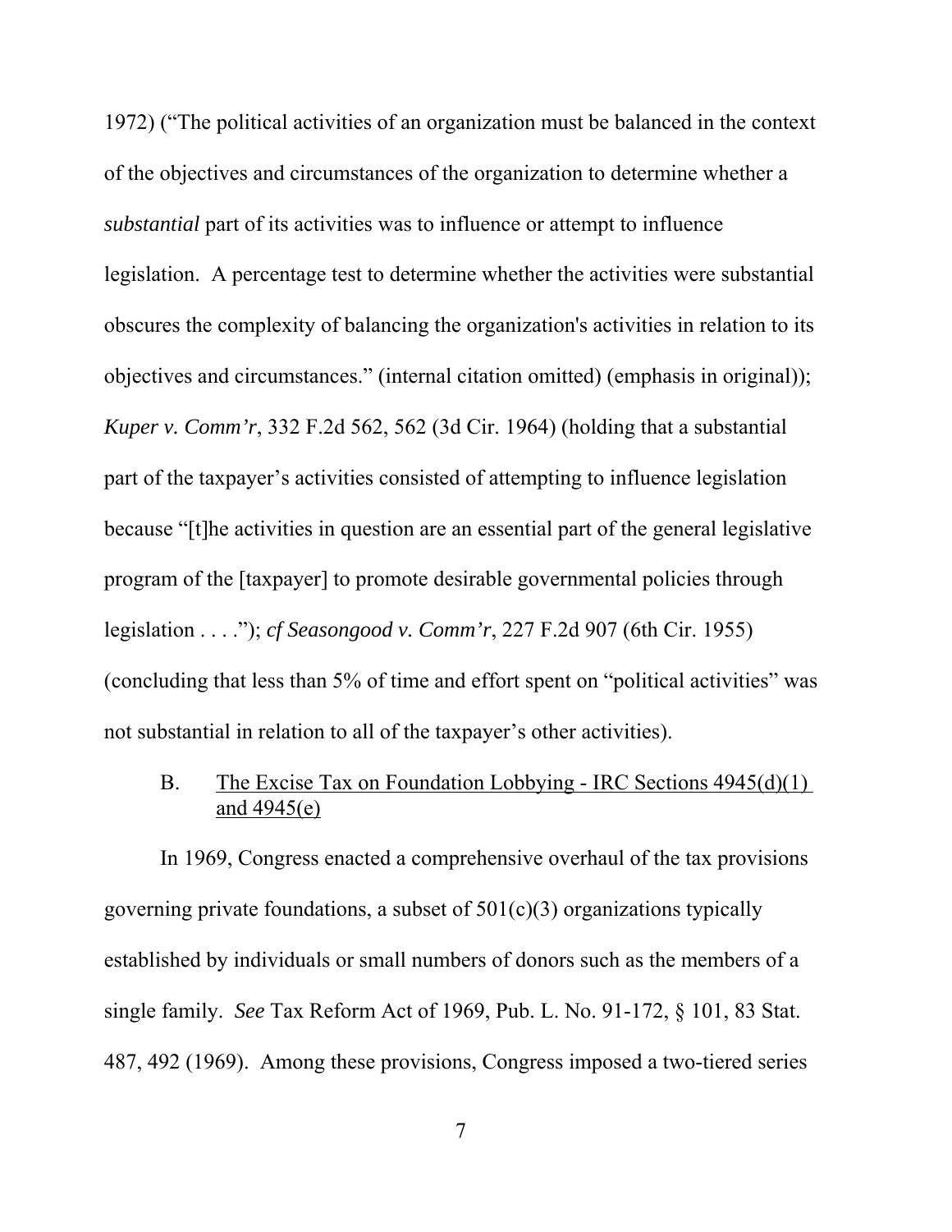1972) ("The political activities of an organization must be balanced in the context of the objectives and circumstances of the organization to determine whether a *substantial* part of its activities was to influence or attempt to influence legislation. A percentage test to determine whether the activities were substantial obscures the complexity of balancing the organization's activities in relation to its objectives and circumstances." (internal citation omitted) (emphasis in original)); *Kuper v. Comm'r*, 332 F.2d 562, 562 (3d Cir. 1964) (holding that a substantial part of the taxpayer's activities consisted of attempting to influence legislation because "[t]he activities in question are an essential part of the general legislative program of the [taxpayer] to promote desirable governmental policies through legislation . . . ."); *cf Seasongood v. Comm'r*, 227 F.2d 907 (6th Cir. 1955) (concluding that less than 5% of time and effort spent on "political activities" was not substantial in relation to all of the taxpayer's other activities).

### B. The Excise Tax on Foundation Lobbying - IRC Sections 4945(d)(1) and 4945(e)

In 1969, Congress enacted a comprehensive overhaul of the tax provisions governing private foundations, a subset of 501(c)(3) organizations typically established by individuals or small numbers of donors such as the members of a single family. *See* Tax Reform Act of 1969, Pub. L. No. 91-172, § 101, 83 Stat. 487, 492 (1969). Among these provisions, Congress imposed a two-tiered series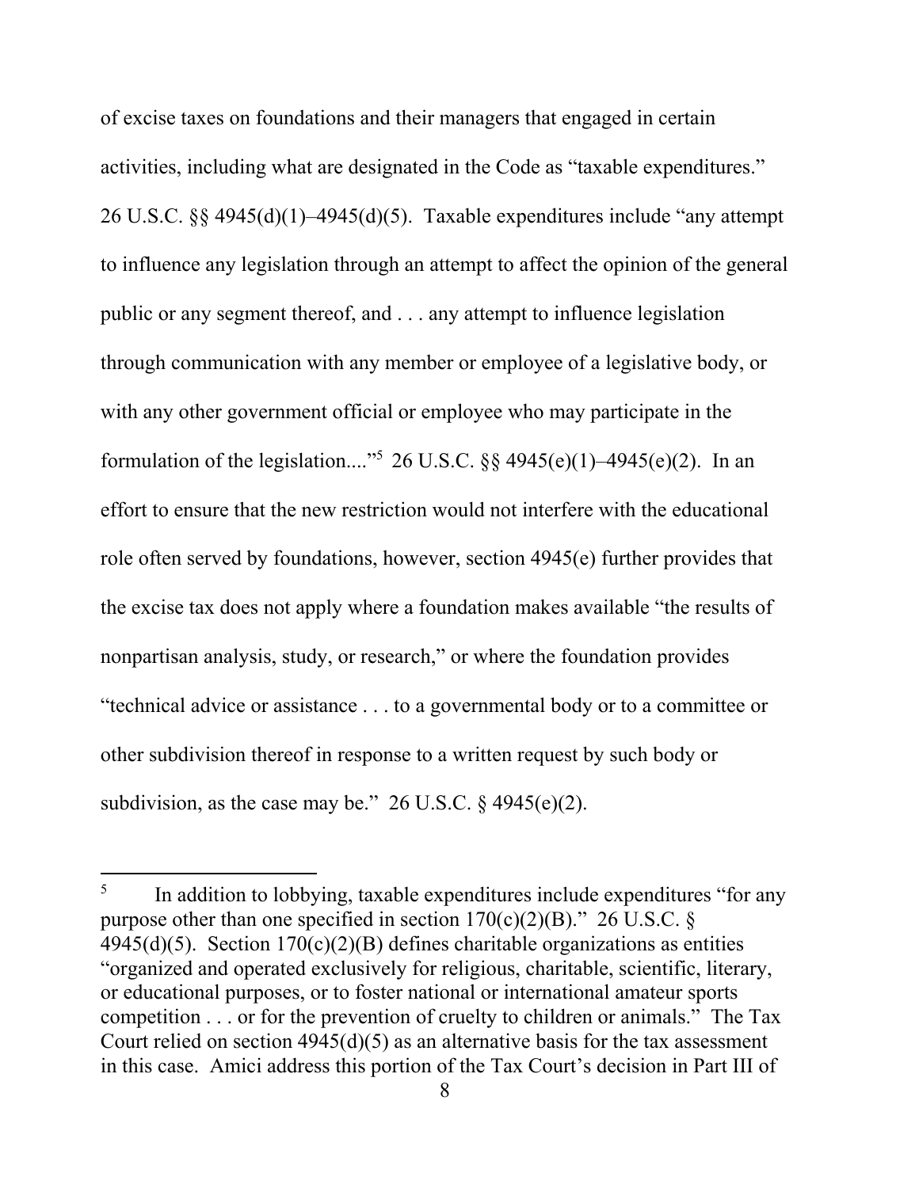of excise taxes on foundations and their managers that engaged in certain activities, including what are designated in the Code as "taxable expenditures." 26 U.S.C. §§ 4945(d)(1)–4945(d)(5). Taxable expenditures include "any attempt to influence any legislation through an attempt to affect the opinion of the general public or any segment thereof, and . . . any attempt to influence legislation through communication with any member or employee of a legislative body, or with any other government official or employee who may participate in the formulation of the legislation...."[5] 26 U.S.C. §§ 4945(e)(1)–4945(e)(2). In an effort to ensure that the new restriction would not interfere with the educational role often served by foundations, however, section 4945(e) further provides that the excise tax does not apply where a foundation makes available "the results of nonpartisan analysis, study, or research," or where the foundation provides "technical advice or assistance . . . to a governmental body or to a committee or other subdivision thereof in response to a written request by such body or subdivision, as the case may be." 26 U.S.C. § 4945(e)(2).

[5] In addition to lobbying, taxable expenditures include expenditures "for any purpose other than one specified in section 170(c)(2)(B)." 26 U.S.C. § 4945(d)(5). Section 170(c)(2)(B) defines charitable organizations as entities "organized and operated exclusively for religious, charitable, scientific, literary, or educational purposes, or to foster national or international amateur sports competition . . . or for the prevention of cruelty to children or animals." The Tax Court relied on section 4945(d)(5) as an alternative basis for the tax assessment in this case. Amici address this portion of the Tax Court's decision in Part III of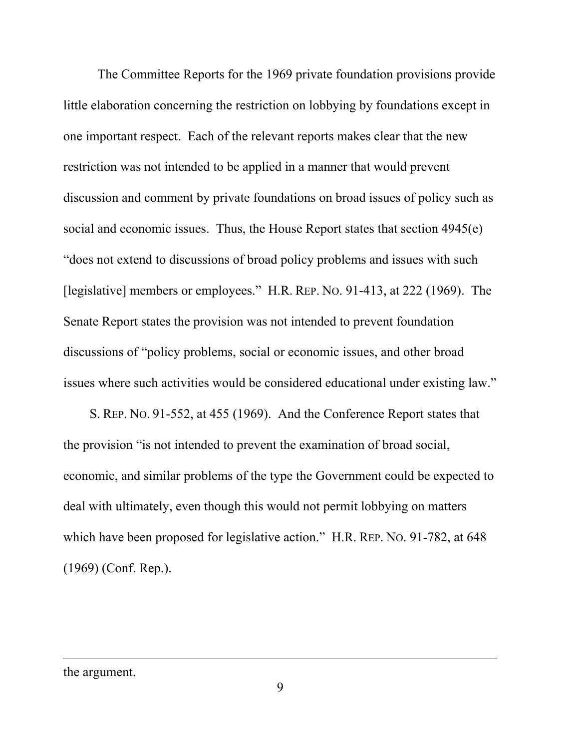The Committee Reports for the 1969 private foundation provisions provide little elaboration concerning the restriction on lobbying by foundations except in one important respect. Each of the relevant reports makes clear that the new restriction was not intended to be applied in a manner that would prevent discussion and comment by private foundations on broad issues of policy such as social and economic issues. Thus, the House Report states that section 4945(e) "does not extend to discussions of broad policy problems and issues with such [legislative] members or employees." H.R. REP. NO. 91-413, at 222 (1969). The Senate Report states the provision was not intended to prevent foundation discussions of "policy problems, social or economic issues, and other broad issues where such activities would be considered educational under existing law."

S. REP. NO. 91-552, at 455 (1969). And the Conference Report states that the provision "is not intended to prevent the examination of broad social, economic, and similar problems of the type the Government could be expected to deal with ultimately, even though this would not permit lobbying on matters which have been proposed for legislative action." H.R. REP. NO. 91-782, at 648 (1969) (Conf. Rep.).

---

the argument.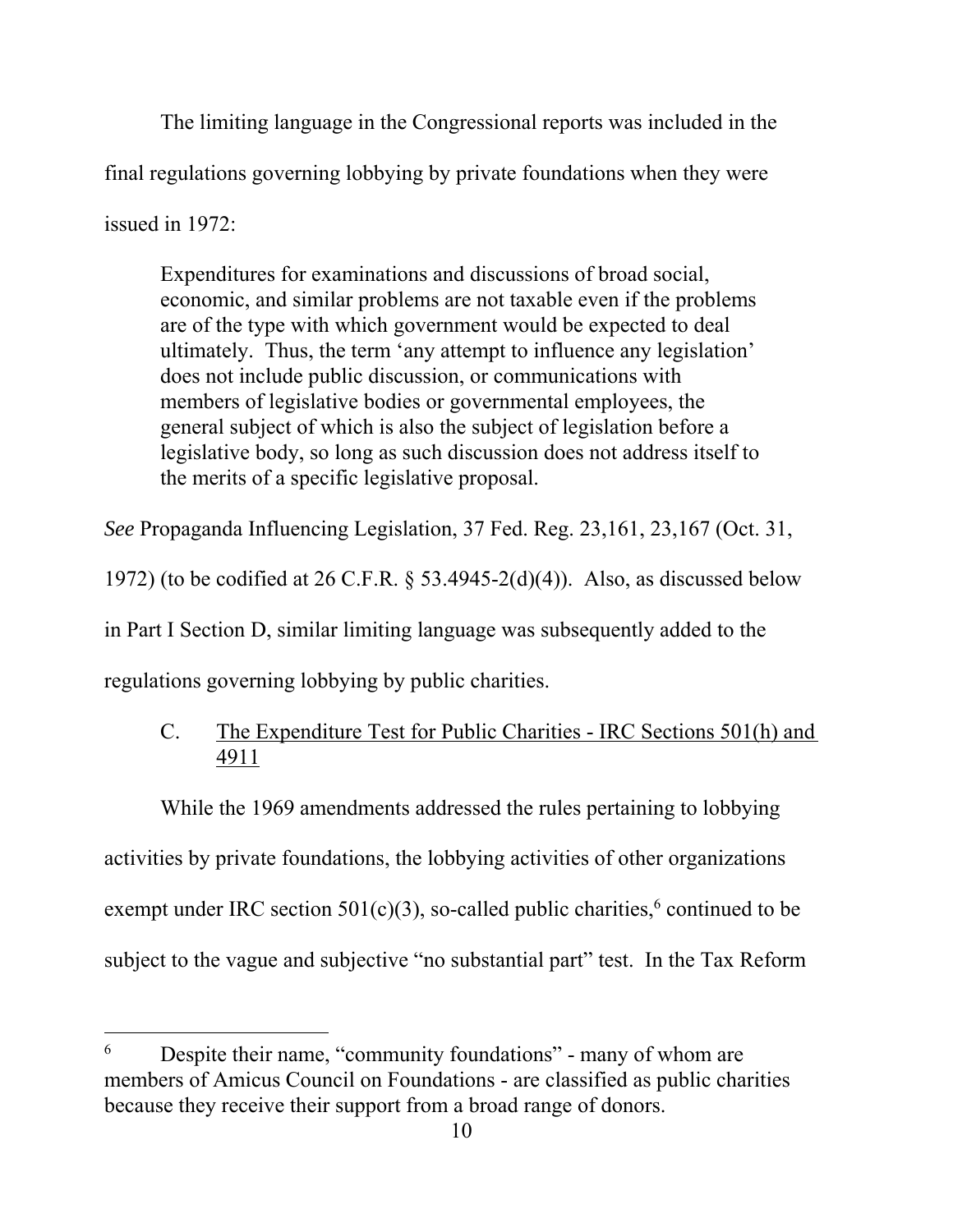The limiting language in the Congressional reports was included in the final regulations governing lobbying by private foundations when they were issued in 1972:

> Expenditures for examinations and discussions of broad social, economic, and similar problems are not taxable even if the problems are of the type with which government would be expected to deal ultimately. Thus, the term 'any attempt to influence any legislation' does not include public discussion, or communications with members of legislative bodies or governmental employees, the general subject of which is also the subject of legislation before a legislative body, so long as such discussion does not address itself to the merits of a specific legislative proposal.

*See* Propaganda Influencing Legislation, 37 Fed. Reg. 23,161, 23,167 (Oct. 31, 1972) (to be codified at 26 C.F.R. § 53.4945-2(d)(4)). Also, as discussed below in Part I Section D, similar limiting language was subsequently added to the regulations governing lobbying by public charities.

### C. The Expenditure Test for Public Charities - IRC Sections 501(h) and 4911

While the 1969 amendments addressed the rules pertaining to lobbying activities by private foundations, the lobbying activities of other organizations exempt under IRC section 501(c)(3), so-called public charities,[6] continued to be subject to the vague and subjective "no substantial part" test. In the Tax Reform

---

[6] Despite their name, "community foundations" - many of whom are members of Amicus Council on Foundations - are classified as public charities because they receive their support from a broad range of donors.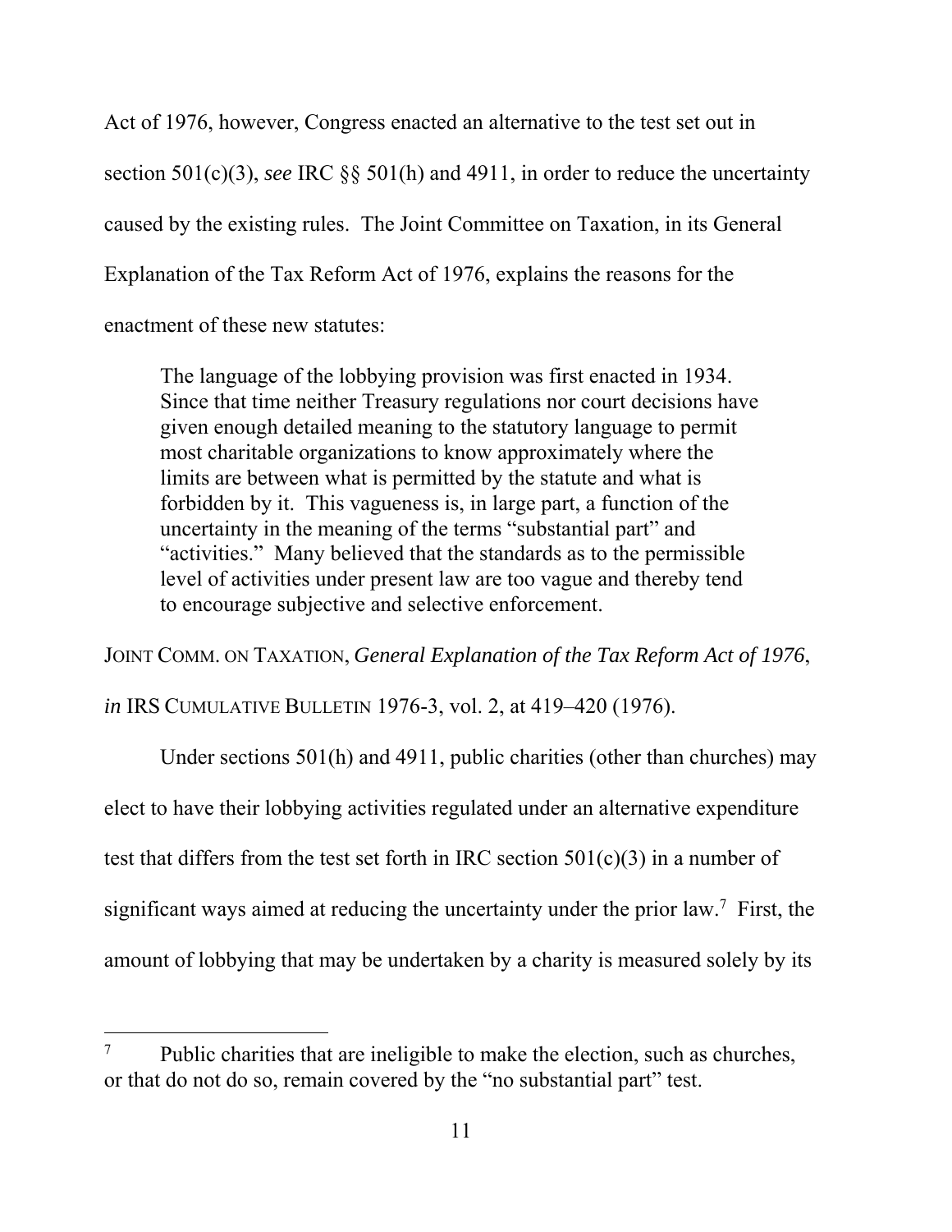Act of 1976, however, Congress enacted an alternative to the test set out in section 501(c)(3), *see* IRC §§ 501(h) and 4911, in order to reduce the uncertainty caused by the existing rules. The Joint Committee on Taxation, in its General Explanation of the Tax Reform Act of 1976, explains the reasons for the enactment of these new statutes:

> The language of the lobbying provision was first enacted in 1934. Since that time neither Treasury regulations nor court decisions have given enough detailed meaning to the statutory language to permit most charitable organizations to know approximately where the limits are between what is permitted by the statute and what is forbidden by it. This vagueness is, in large part, a function of the uncertainty in the meaning of the terms "substantial part" and "activities." Many believed that the standards as to the permissible level of activities under present law are too vague and thereby tend to encourage subjective and selective enforcement.

JOINT COMM. ON TAXATION, *General Explanation of the Tax Reform Act of 1976*, *in* IRS CUMULATIVE BULLETIN 1976-3, vol. 2, at 419–420 (1976).

Under sections 501(h) and 4911, public charities (other than churches) may elect to have their lobbying activities regulated under an alternative expenditure test that differs from the test set forth in IRC section 501(c)(3) in a number of significant ways aimed at reducing the uncertainty under the prior law.[7] First, the amount of lobbying that may be undertaken by a charity is measured solely by its

---

[7] Public charities that are ineligible to make the election, such as churches, or that do not do so, remain covered by the "no substantial part" test.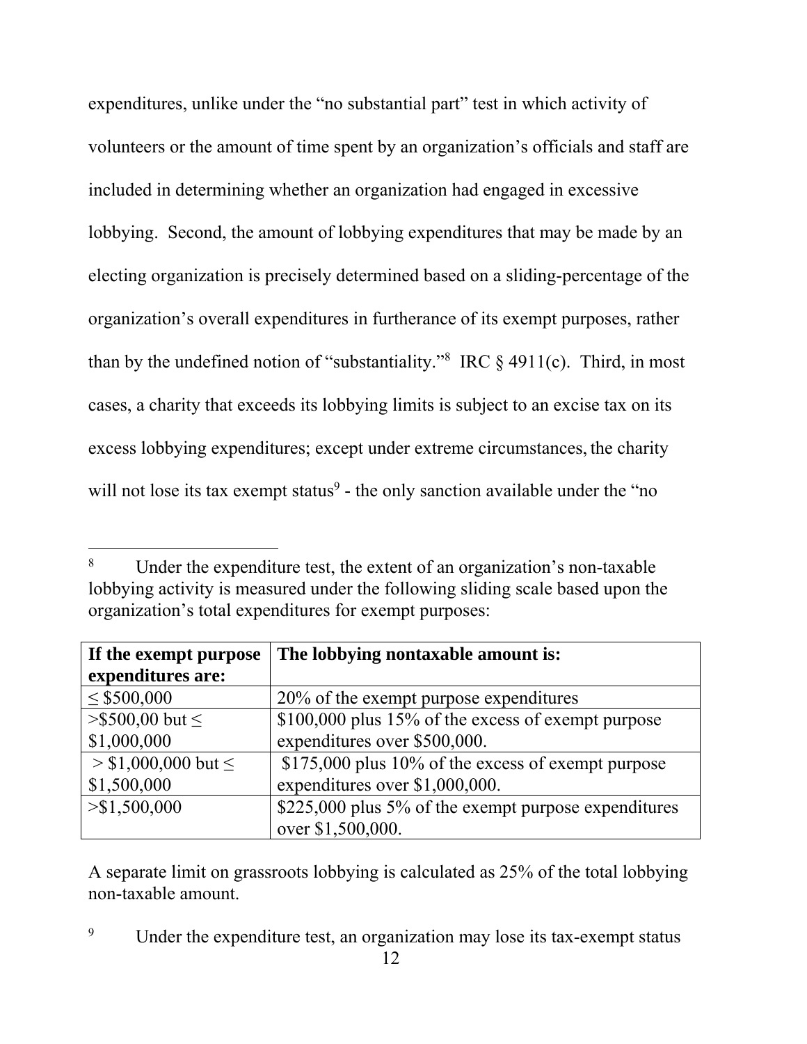expenditures, unlike under the "no substantial part" test in which activity of volunteers or the amount of time spent by an organization's officials and staff are included in determining whether an organization had engaged in excessive lobbying. Second, the amount of lobbying expenditures that may be made by an electing organization is precisely determined based on a sliding-percentage of the organization's overall expenditures in furtherance of its exempt purposes, rather than by the undefined notion of "substantiality."[8] IRC § 4911(c). Third, in most cases, a charity that exceeds its lobbying limits is subject to an excise tax on its excess lobbying expenditures; except under extreme circumstances, the charity will not lose its tax exempt status[9] - the only sanction available under the "no

---

[8] Under the expenditure test, the extent of an organization's non-taxable lobbying activity is measured under the following sliding scale based upon the organization's total expenditures for exempt purposes:

| **If the exempt purpose expenditures are:** | **The lobbying nontaxable amount is:** |
|---|---|
| ≤ $500,000 | 20% of the exempt purpose expenditures |
| >$500,00 but ≤ $1,000,000 | $100,000 plus 15% of the excess of exempt purpose expenditures over $500,000. |
| > $1,000,000 but ≤ $1,500,000 | $175,000 plus 10% of the excess of exempt purpose expenditures over $1,000,000. |
| >$1,500,000 | $225,000 plus 5% of the exempt purpose expenditures over $1,500,000. |

A separate limit on grassroots lobbying is calculated as 25% of the total lobbying non-taxable amount.

[9] Under the expenditure test, an organization may lose its tax-exempt status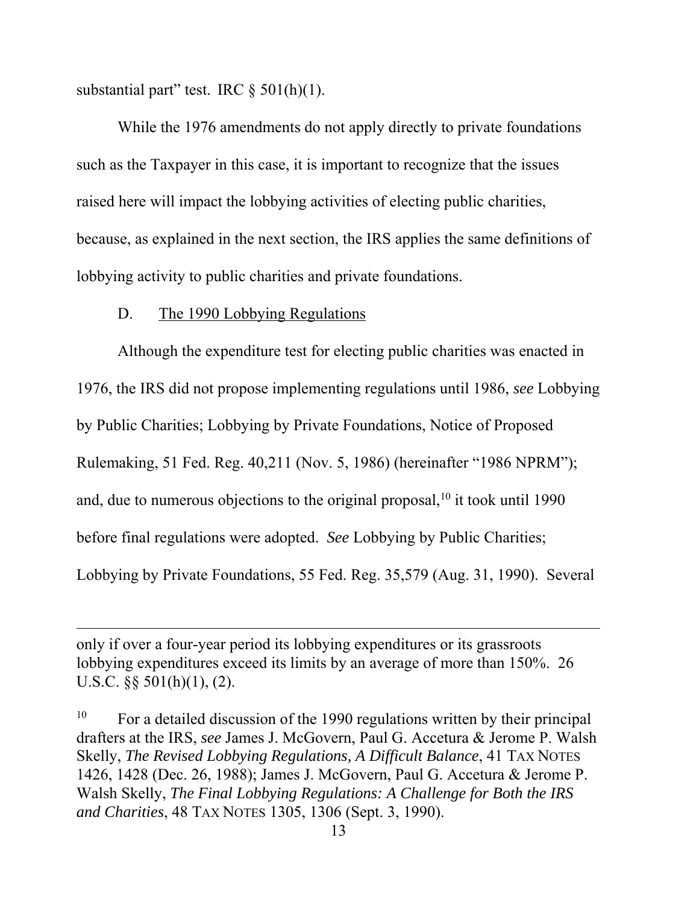substantial part" test. IRC § 501(h)(1).

While the 1976 amendments do not apply directly to private foundations such as the Taxpayer in this case, it is important to recognize that the issues raised here will impact the lobbying activities of electing public charities, because, as explained in the next section, the IRS applies the same definitions of lobbying activity to public charities and private foundations.

D. <u>The 1990 Lobbying Regulations</u>

Although the expenditure test for electing public charities was enacted in 1976, the IRS did not propose implementing regulations until 1986, *see* Lobbying by Public Charities; Lobbying by Private Foundations, Notice of Proposed Rulemaking, 51 Fed. Reg. 40,211 (Nov. 5, 1986) (hereinafter "1986 NPRM"); and, due to numerous objections to the original proposal,[10] it took until 1990 before final regulations were adopted. *See* Lobbying by Public Charities; Lobbying by Private Foundations, 55 Fed. Reg. 35,579 (Aug. 31, 1990). Several

---

only if over a four-year period its lobbying expenditures or its grassroots lobbying expenditures exceed its limits by an average of more than 150%. 26 U.S.C. §§ 501(h)(1), (2).

[10] For a detailed discussion of the 1990 regulations written by their principal drafters at the IRS, *see* James J. McGovern, Paul G. Accetura & Jerome P. Walsh Skelly, *The Revised Lobbying Regulations, A Difficult Balance*, 41 TAX NOTES 1426, 1428 (Dec. 26, 1988); James J. McGovern, Paul G. Accetura & Jerome P. Walsh Skelly, *The Final Lobbying Regulations: A Challenge for Both the IRS and Charities*, 48 TAX NOTES 1305, 1306 (Sept. 3, 1990).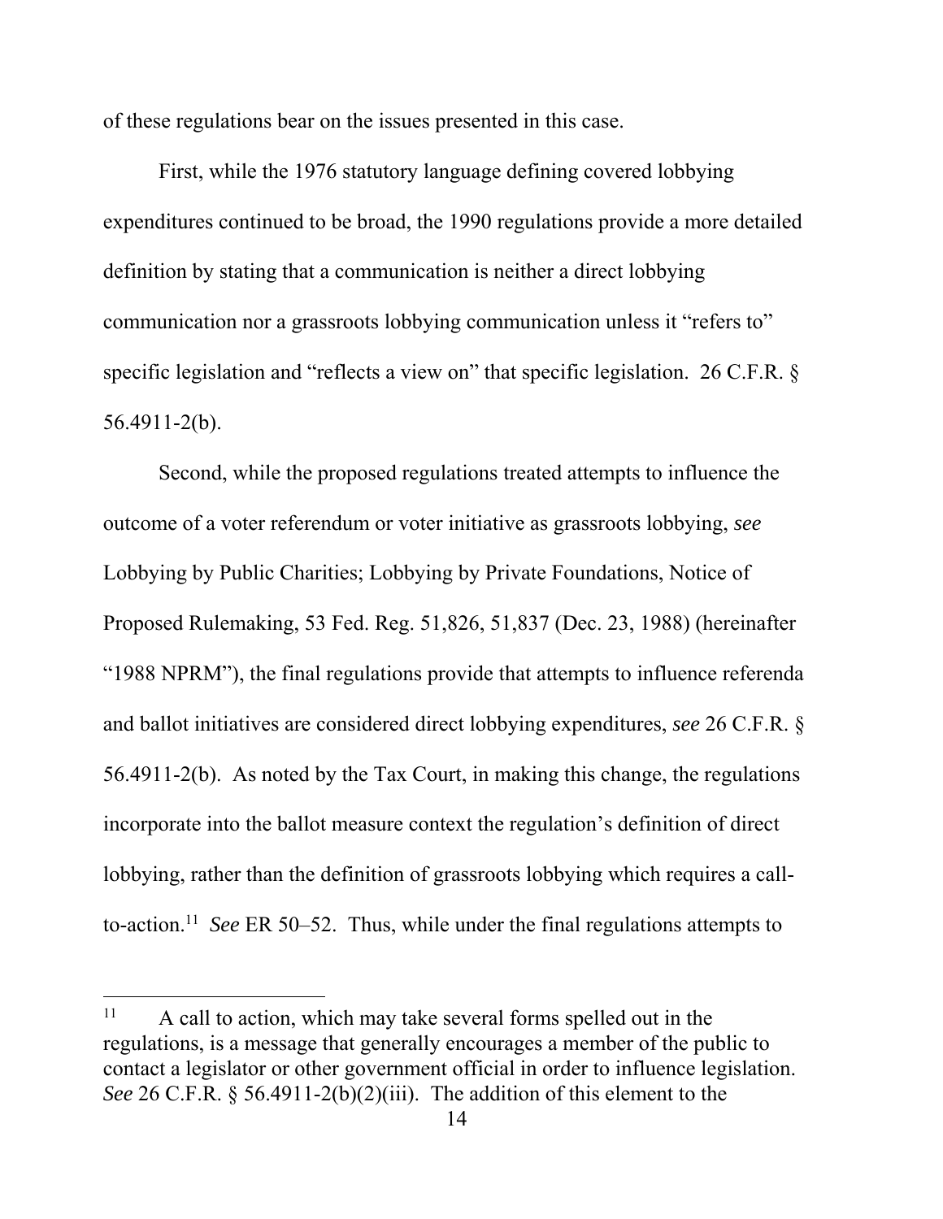of these regulations bear on the issues presented in this case.

First, while the 1976 statutory language defining covered lobbying expenditures continued to be broad, the 1990 regulations provide a more detailed definition by stating that a communication is neither a direct lobbying communication nor a grassroots lobbying communication unless it "refers to" specific legislation and "reflects a view on" that specific legislation. 26 C.F.R. § 56.4911-2(b).

Second, while the proposed regulations treated attempts to influence the outcome of a voter referendum or voter initiative as grassroots lobbying, *see* Lobbying by Public Charities; Lobbying by Private Foundations, Notice of Proposed Rulemaking, 53 Fed. Reg. 51,826, 51,837 (Dec. 23, 1988) (hereinafter "1988 NPRM"), the final regulations provide that attempts to influence referenda and ballot initiatives are considered direct lobbying expenditures, *see* 26 C.F.R. § 56.4911-2(b). As noted by the Tax Court, in making this change, the regulations incorporate into the ballot measure context the regulation's definition of direct lobbying, rather than the definition of grassroots lobbying which requires a call-to-action.[11] *See* ER 50–52. Thus, while under the final regulations attempts to

---

[11] A call to action, which may take several forms spelled out in the regulations, is a message that generally encourages a member of the public to contact a legislator or other government official in order to influence legislation. *See* 26 C.F.R. § 56.4911-2(b)(2)(iii). The addition of this element to the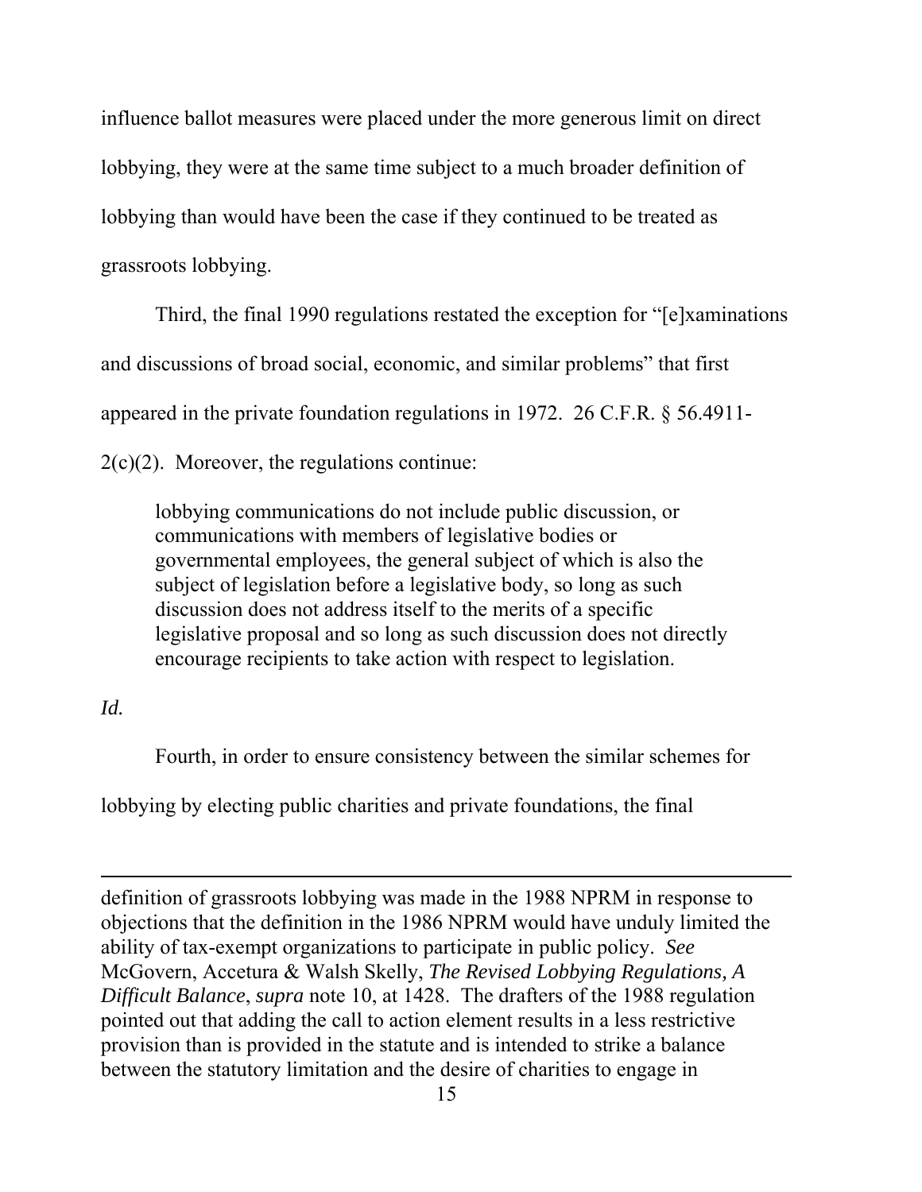influence ballot measures were placed under the more generous limit on direct lobbying, they were at the same time subject to a much broader definition of lobbying than would have been the case if they continued to be treated as grassroots lobbying.

Third, the final 1990 regulations restated the exception for "[e]xaminations and discussions of broad social, economic, and similar problems" that first appeared in the private foundation regulations in 1972. 26 C.F.R. § 56.4911-2(c)(2). Moreover, the regulations continue:

> lobbying communications do not include public discussion, or communications with members of legislative bodies or governmental employees, the general subject of which is also the subject of legislation before a legislative body, so long as such discussion does not address itself to the merits of a specific legislative proposal and so long as such discussion does not directly encourage recipients to take action with respect to legislation.

*Id.*

Fourth, in order to ensure consistency between the similar schemes for lobbying by electing public charities and private foundations, the final

---

definition of grassroots lobbying was made in the 1988 NPRM in response to objections that the definition in the 1986 NPRM would have unduly limited the ability of tax-exempt organizations to participate in public policy. *See* McGovern, Accetura & Walsh Skelly, *The Revised Lobbying Regulations, A Difficult Balance*, *supra* note 10, at 1428. The drafters of the 1988 regulation pointed out that adding the call to action element results in a less restrictive provision than is provided in the statute and is intended to strike a balance between the statutory limitation and the desire of charities to engage in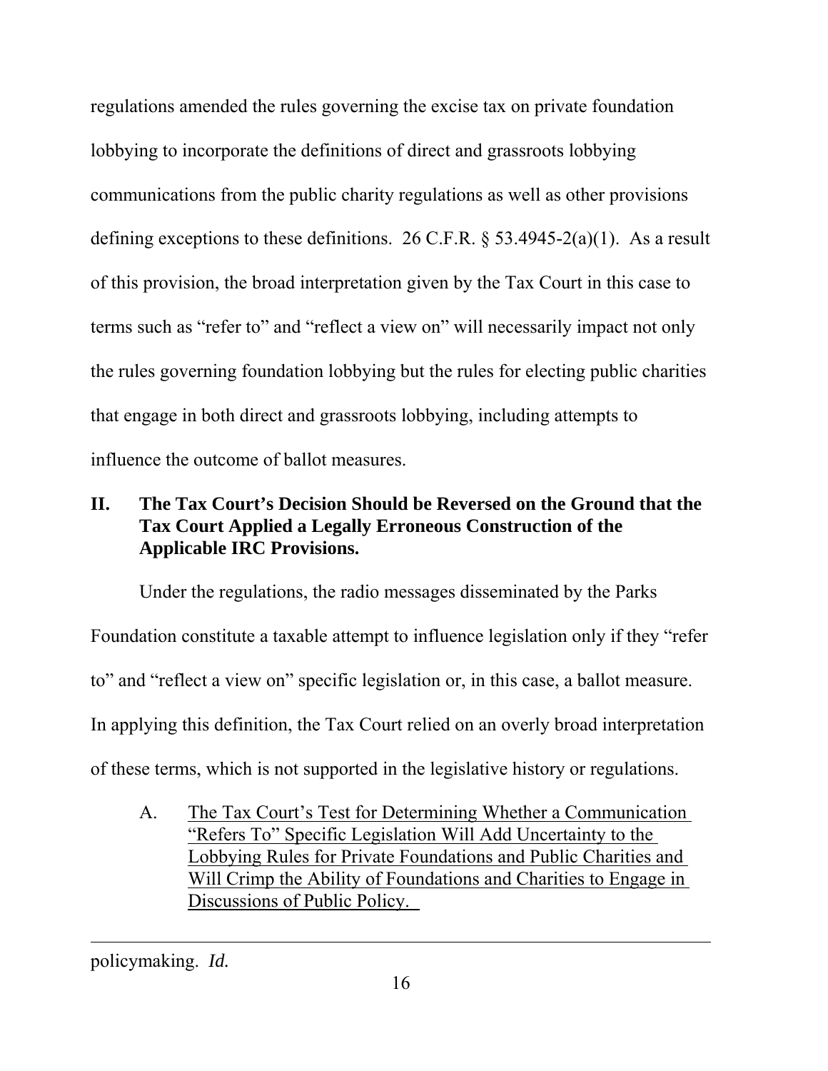regulations amended the rules governing the excise tax on private foundation lobbying to incorporate the definitions of direct and grassroots lobbying communications from the public charity regulations as well as other provisions defining exceptions to these definitions. 26 C.F.R. § 53.4945-2(a)(1). As a result of this provision, the broad interpretation given by the Tax Court in this case to terms such as "refer to" and "reflect a view on" will necessarily impact not only the rules governing foundation lobbying but the rules for electing public charities that engage in both direct and grassroots lobbying, including attempts to influence the outcome of ballot measures.

## II. The Tax Court's Decision Should be Reversed on the Ground that the Tax Court Applied a Legally Erroneous Construction of the Applicable IRC Provisions.

Under the regulations, the radio messages disseminated by the Parks Foundation constitute a taxable attempt to influence legislation only if they "refer to" and "reflect a view on" specific legislation or, in this case, a ballot measure. In applying this definition, the Tax Court relied on an overly broad interpretation of these terms, which is not supported in the legislative history or regulations.

### A. The Tax Court's Test for Determining Whether a Communication "Refers To" Specific Legislation Will Add Uncertainty to the Lobbying Rules for Private Foundations and Public Charities and Will Crimp the Ability of Foundations and Charities to Engage in Discussions of Public Policy.

---

policymaking. *Id.*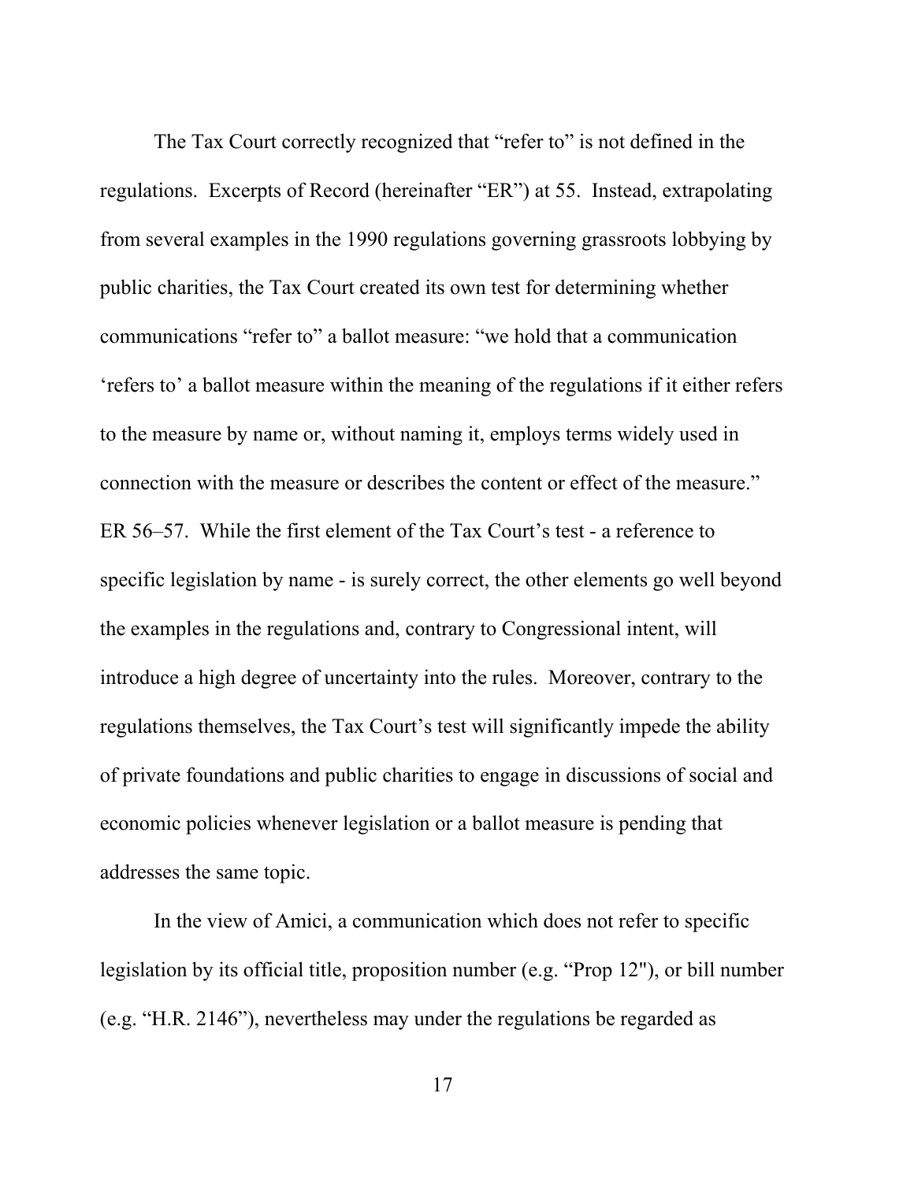The Tax Court correctly recognized that "refer to" is not defined in the regulations. Excerpts of Record (hereinafter "ER") at 55. Instead, extrapolating from several examples in the 1990 regulations governing grassroots lobbying by public charities, the Tax Court created its own test for determining whether communications "refer to" a ballot measure: "we hold that a communication 'refers to' a ballot measure within the meaning of the regulations if it either refers to the measure by name or, without naming it, employs terms widely used in connection with the measure or describes the content or effect of the measure." ER 56–57. While the first element of the Tax Court's test - a reference to specific legislation by name - is surely correct, the other elements go well beyond the examples in the regulations and, contrary to Congressional intent, will introduce a high degree of uncertainty into the rules. Moreover, contrary to the regulations themselves, the Tax Court's test will significantly impede the ability of private foundations and public charities to engage in discussions of social and economic policies whenever legislation or a ballot measure is pending that addresses the same topic.

In the view of Amici, a communication which does not refer to specific legislation by its official title, proposition number (e.g. "Prop 12"), or bill number (e.g. "H.R. 2146"), nevertheless may under the regulations be regarded as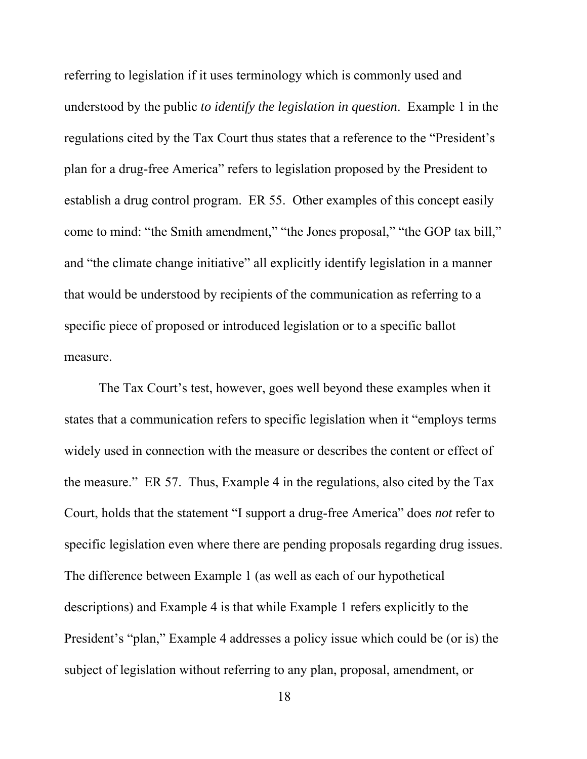referring to legislation if it uses terminology which is commonly used and understood by the public *to identify the legislation in question*. Example 1 in the regulations cited by the Tax Court thus states that a reference to the "President's plan for a drug-free America" refers to legislation proposed by the President to establish a drug control program. ER 55. Other examples of this concept easily come to mind: "the Smith amendment," "the Jones proposal," "the GOP tax bill," and "the climate change initiative" all explicitly identify legislation in a manner that would be understood by recipients of the communication as referring to a specific piece of proposed or introduced legislation or to a specific ballot measure.

The Tax Court's test, however, goes well beyond these examples when it states that a communication refers to specific legislation when it "employs terms widely used in connection with the measure or describes the content or effect of the measure." ER 57. Thus, Example 4 in the regulations, also cited by the Tax Court, holds that the statement "I support a drug-free America" does *not* refer to specific legislation even where there are pending proposals regarding drug issues. The difference between Example 1 (as well as each of our hypothetical descriptions) and Example 4 is that while Example 1 refers explicitly to the President's "plan," Example 4 addresses a policy issue which could be (or is) the subject of legislation without referring to any plan, proposal, amendment, or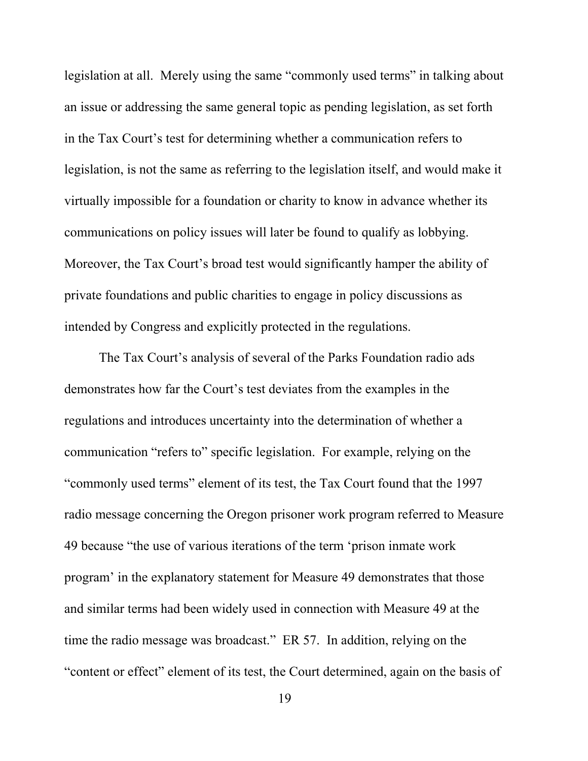legislation at all. Merely using the same "commonly used terms" in talking about an issue or addressing the same general topic as pending legislation, as set forth in the Tax Court's test for determining whether a communication refers to legislation, is not the same as referring to the legislation itself, and would make it virtually impossible for a foundation or charity to know in advance whether its communications on policy issues will later be found to qualify as lobbying. Moreover, the Tax Court's broad test would significantly hamper the ability of private foundations and public charities to engage in policy discussions as intended by Congress and explicitly protected in the regulations.

The Tax Court's analysis of several of the Parks Foundation radio ads demonstrates how far the Court's test deviates from the examples in the regulations and introduces uncertainty into the determination of whether a communication "refers to" specific legislation. For example, relying on the "commonly used terms" element of its test, the Tax Court found that the 1997 radio message concerning the Oregon prisoner work program referred to Measure 49 because "the use of various iterations of the term 'prison inmate work program' in the explanatory statement for Measure 49 demonstrates that those and similar terms had been widely used in connection with Measure 49 at the time the radio message was broadcast." ER 57. In addition, relying on the "content or effect" element of its test, the Court determined, again on the basis of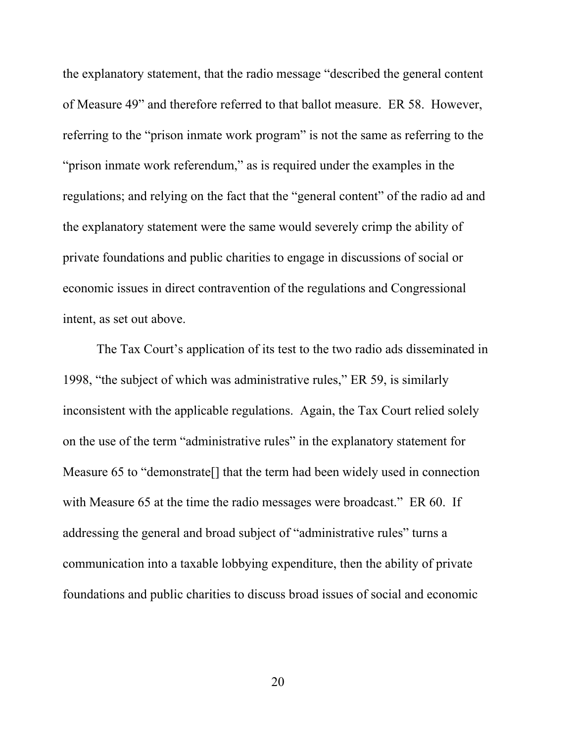the explanatory statement, that the radio message "described the general content of Measure 49" and therefore referred to that ballot measure. ER 58. However, referring to the "prison inmate work program" is not the same as referring to the "prison inmate work referendum," as is required under the examples in the regulations; and relying on the fact that the "general content" of the radio ad and the explanatory statement were the same would severely crimp the ability of private foundations and public charities to engage in discussions of social or economic issues in direct contravention of the regulations and Congressional intent, as set out above.

The Tax Court's application of its test to the two radio ads disseminated in 1998, "the subject of which was administrative rules," ER 59, is similarly inconsistent with the applicable regulations. Again, the Tax Court relied solely on the use of the term "administrative rules" in the explanatory statement for Measure 65 to "demonstrate[] that the term had been widely used in connection with Measure 65 at the time the radio messages were broadcast." ER 60. If addressing the general and broad subject of "administrative rules" turns a communication into a taxable lobbying expenditure, then the ability of private foundations and public charities to discuss broad issues of social and economic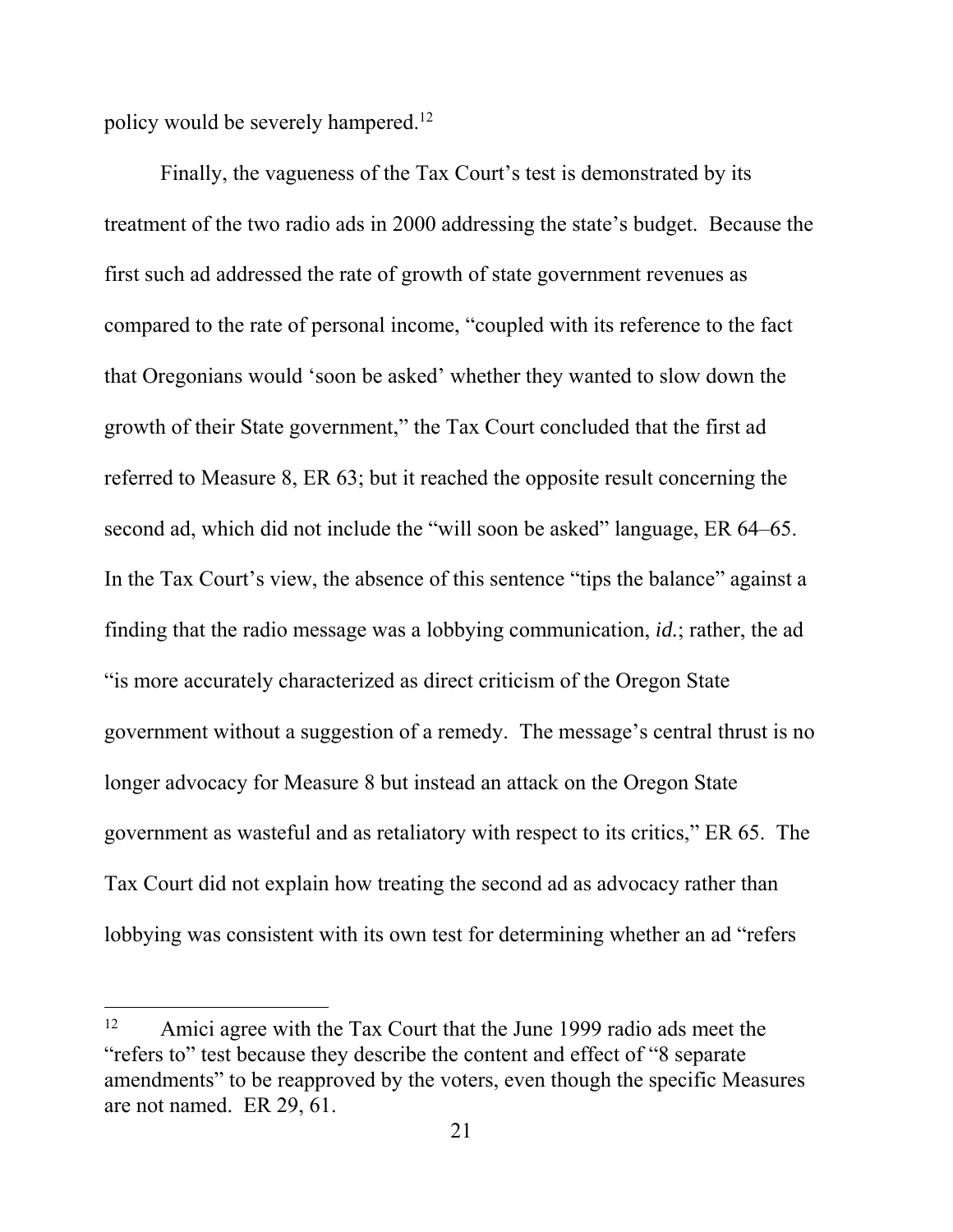policy would be severely hampered.[12]

Finally, the vagueness of the Tax Court's test is demonstrated by its treatment of the two radio ads in 2000 addressing the state's budget. Because the first such ad addressed the rate of growth of state government revenues as compared to the rate of personal income, "coupled with its reference to the fact that Oregonians would 'soon be asked' whether they wanted to slow down the growth of their State government," the Tax Court concluded that the first ad referred to Measure 8, ER 63; but it reached the opposite result concerning the second ad, which did not include the "will soon be asked" language, ER 64–65. In the Tax Court's view, the absence of this sentence "tips the balance" against a finding that the radio message was a lobbying communication, *id.*; rather, the ad "is more accurately characterized as direct criticism of the Oregon State government without a suggestion of a remedy. The message's central thrust is no longer advocacy for Measure 8 but instead an attack on the Oregon State government as wasteful and as retaliatory with respect to its critics," ER 65. The Tax Court did not explain how treating the second ad as advocacy rather than lobbying was consistent with its own test for determining whether an ad "refers

---

[12] Amici agree with the Tax Court that the June 1999 radio ads meet the "refers to" test because they describe the content and effect of "8 separate amendments" to be reapproved by the voters, even though the specific Measures are not named. ER 29, 61.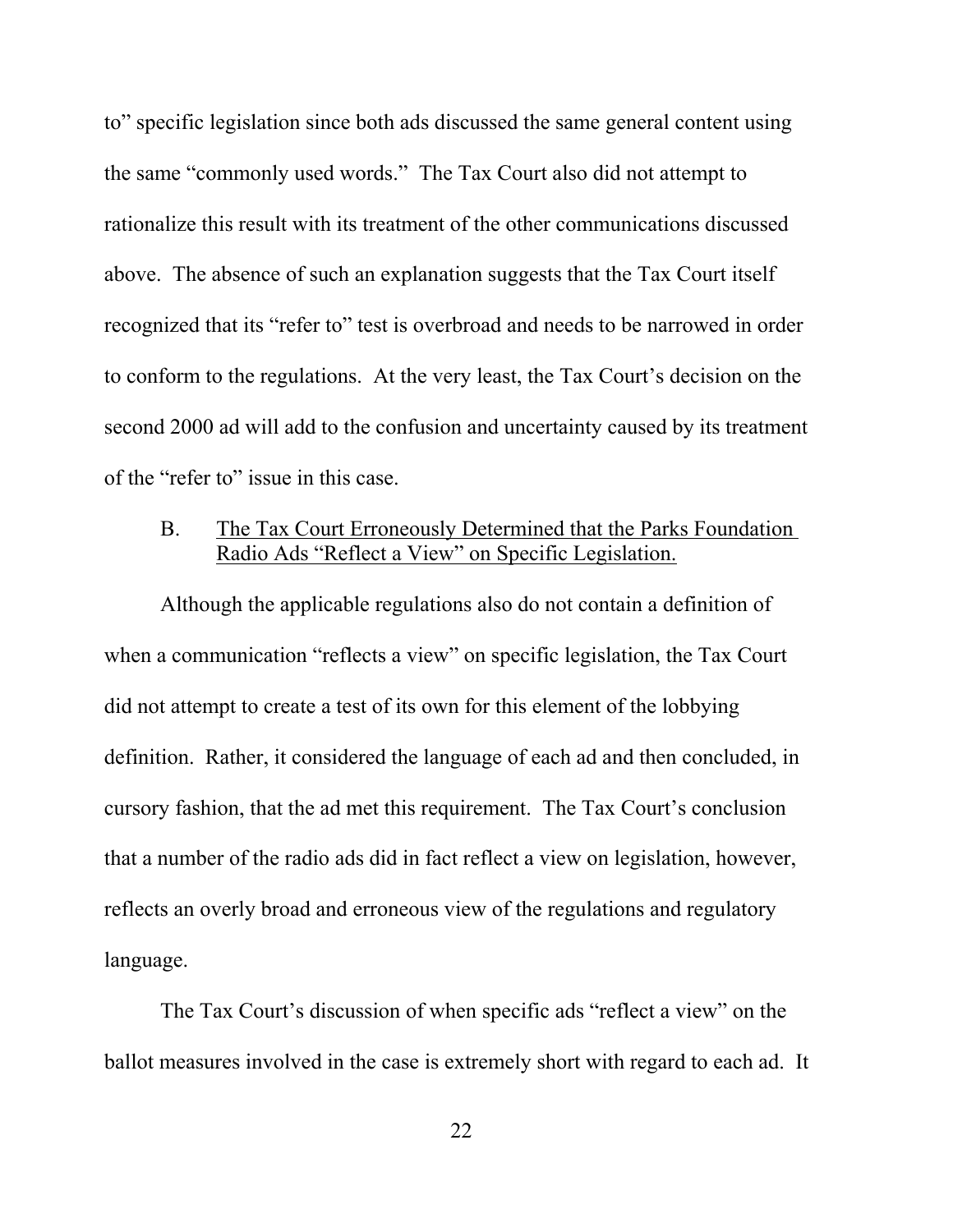to" specific legislation since both ads discussed the same general content using the same "commonly used words." The Tax Court also did not attempt to rationalize this result with its treatment of the other communications discussed above. The absence of such an explanation suggests that the Tax Court itself recognized that its "refer to" test is overbroad and needs to be narrowed in order to conform to the regulations. At the very least, the Tax Court's decision on the second 2000 ad will add to the confusion and uncertainty caused by its treatment of the "refer to" issue in this case.

### B. <u>The Tax Court Erroneously Determined that the Parks Foundation Radio Ads "Reflect a View" on Specific Legislation.</u>

Although the applicable regulations also do not contain a definition of when a communication "reflects a view" on specific legislation, the Tax Court did not attempt to create a test of its own for this element of the lobbying definition. Rather, it considered the language of each ad and then concluded, in cursory fashion, that the ad met this requirement. The Tax Court's conclusion that a number of the radio ads did in fact reflect a view on legislation, however, reflects an overly broad and erroneous view of the regulations and regulatory language.

The Tax Court's discussion of when specific ads "reflect a view" on the ballot measures involved in the case is extremely short with regard to each ad. It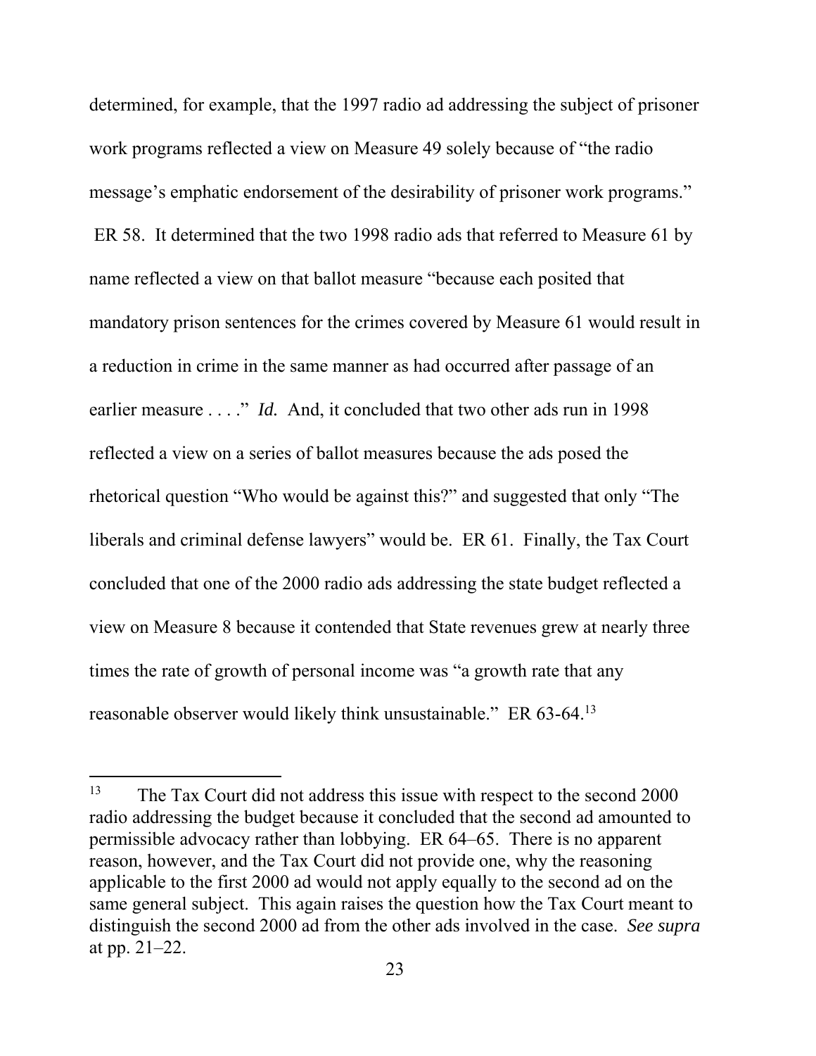determined, for example, that the 1997 radio ad addressing the subject of prisoner work programs reflected a view on Measure 49 solely because of "the radio message's emphatic endorsement of the desirability of prisoner work programs." ER 58. It determined that the two 1998 radio ads that referred to Measure 61 by name reflected a view on that ballot measure "because each posited that mandatory prison sentences for the crimes covered by Measure 61 would result in a reduction in crime in the same manner as had occurred after passage of an earlier measure . . . ." *Id.* And, it concluded that two other ads run in 1998 reflected a view on a series of ballot measures because the ads posed the rhetorical question "Who would be against this?" and suggested that only "The liberals and criminal defense lawyers" would be. ER 61. Finally, the Tax Court concluded that one of the 2000 radio ads addressing the state budget reflected a view on Measure 8 because it contended that State revenues grew at nearly three times the rate of growth of personal income was "a growth rate that any reasonable observer would likely think unsustainable." ER 63-64.[13]

---

[13] The Tax Court did not address this issue with respect to the second 2000 radio addressing the budget because it concluded that the second ad amounted to permissible advocacy rather than lobbying. ER 64–65. There is no apparent reason, however, and the Tax Court did not provide one, why the reasoning applicable to the first 2000 ad would not apply equally to the second ad on the same general subject. This again raises the question how the Tax Court meant to distinguish the second 2000 ad from the other ads involved in the case. *See supra* at pp. 21–22.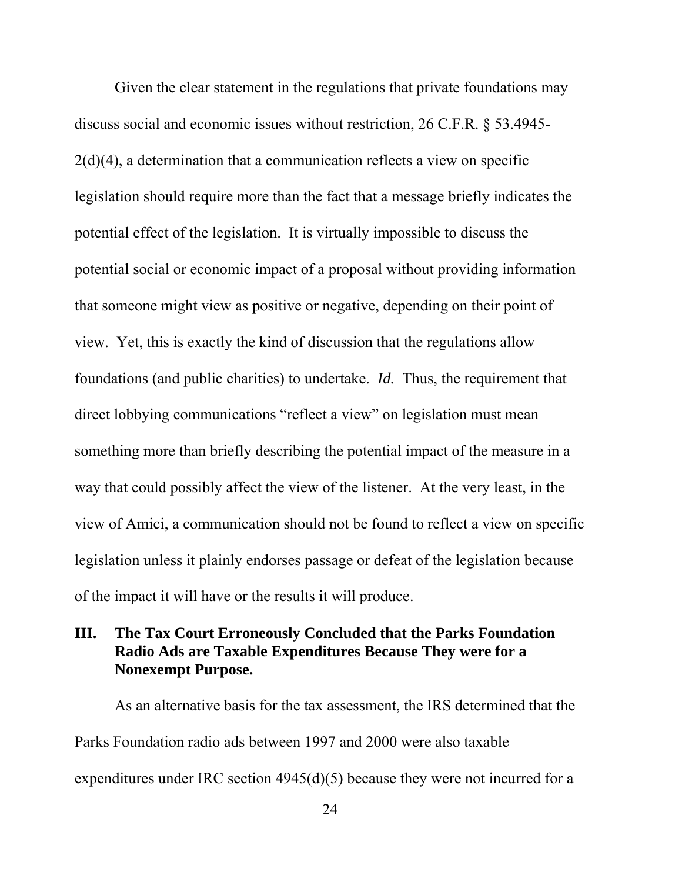Given the clear statement in the regulations that private foundations may discuss social and economic issues without restriction, 26 C.F.R. § 53.4945-2(d)(4), a determination that a communication reflects a view on specific legislation should require more than the fact that a message briefly indicates the potential effect of the legislation. It is virtually impossible to discuss the potential social or economic impact of a proposal without providing information that someone might view as positive or negative, depending on their point of view. Yet, this is exactly the kind of discussion that the regulations allow foundations (and public charities) to undertake. *Id.* Thus, the requirement that direct lobbying communications "reflect a view" on legislation must mean something more than briefly describing the potential impact of the measure in a way that could possibly affect the view of the listener. At the very least, in the view of Amici, a communication should not be found to reflect a view on specific legislation unless it plainly endorses passage or defeat of the legislation because of the impact it will have or the results it will produce.

## III. The Tax Court Erroneously Concluded that the Parks Foundation Radio Ads are Taxable Expenditures Because They were for a Nonexempt Purpose.

As an alternative basis for the tax assessment, the IRS determined that the Parks Foundation radio ads between 1997 and 2000 were also taxable expenditures under IRC section 4945(d)(5) because they were not incurred for a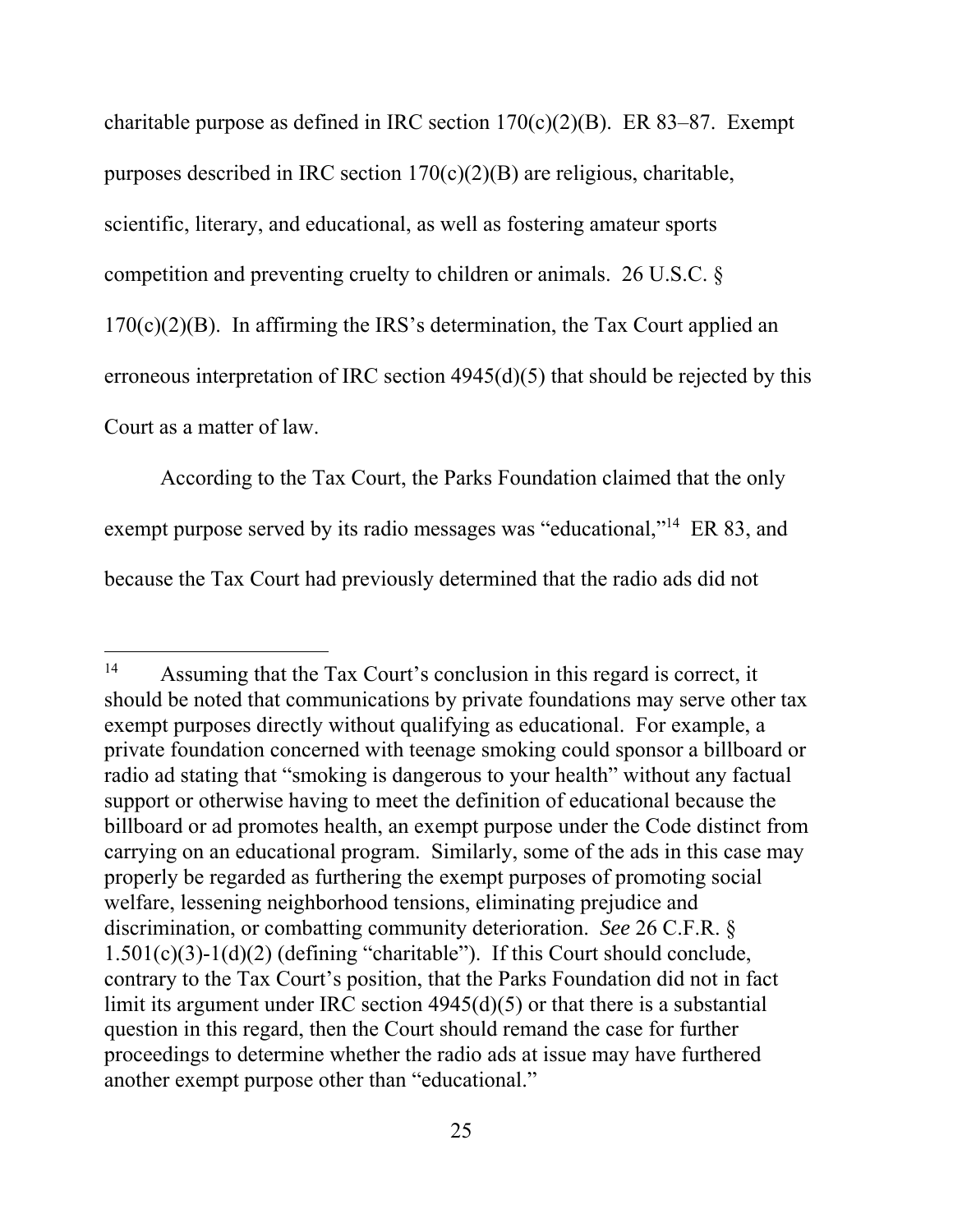charitable purpose as defined in IRC section 170(c)(2)(B). ER 83–87. Exempt purposes described in IRC section 170(c)(2)(B) are religious, charitable, scientific, literary, and educational, as well as fostering amateur sports competition and preventing cruelty to children or animals. 26 U.S.C. § 170(c)(2)(B). In affirming the IRS's determination, the Tax Court applied an erroneous interpretation of IRC section 4945(d)(5) that should be rejected by this Court as a matter of law.

According to the Tax Court, the Parks Foundation claimed that the only exempt purpose served by its radio messages was "educational,"[14] ER 83, and because the Tax Court had previously determined that the radio ads did not

---

[14] Assuming that the Tax Court's conclusion in this regard is correct, it should be noted that communications by private foundations may serve other tax exempt purposes directly without qualifying as educational. For example, a private foundation concerned with teenage smoking could sponsor a billboard or radio ad stating that "smoking is dangerous to your health" without any factual support or otherwise having to meet the definition of educational because the billboard or ad promotes health, an exempt purpose under the Code distinct from carrying on an educational program. Similarly, some of the ads in this case may properly be regarded as furthering the exempt purposes of promoting social welfare, lessening neighborhood tensions, eliminating prejudice and discrimination, or combatting community deterioration. *See* 26 C.F.R. § 1.501(c)(3)-1(d)(2) (defining "charitable"). If this Court should conclude, contrary to the Tax Court's position, that the Parks Foundation did not in fact limit its argument under IRC section 4945(d)(5) or that there is a substantial question in this regard, then the Court should remand the case for further proceedings to determine whether the radio ads at issue may have furthered another exempt purpose other than "educational."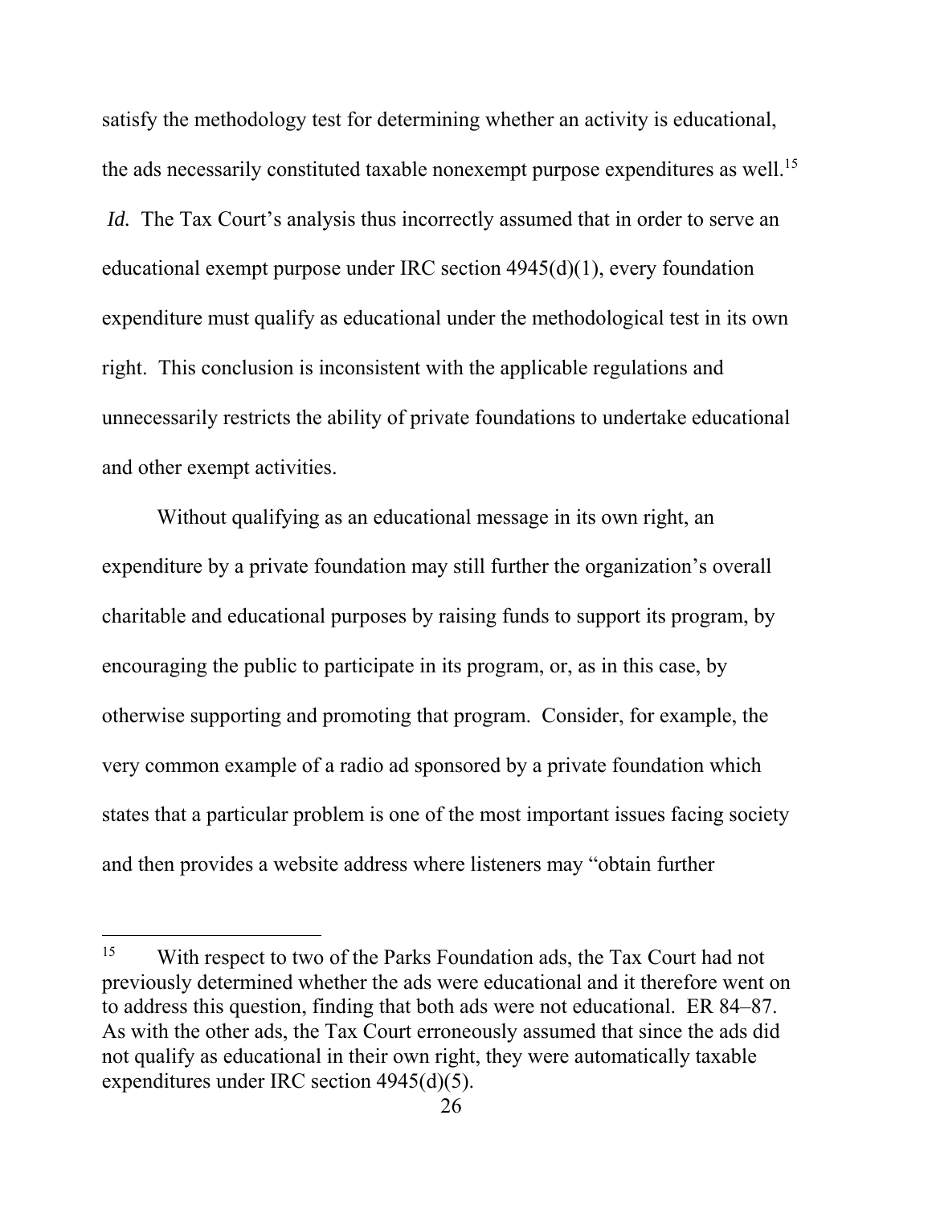satisfy the methodology test for determining whether an activity is educational, the ads necessarily constituted taxable nonexempt purpose expenditures as well.[15] *Id.* The Tax Court's analysis thus incorrectly assumed that in order to serve an educational exempt purpose under IRC section 4945(d)(1), every foundation expenditure must qualify as educational under the methodological test in its own right. This conclusion is inconsistent with the applicable regulations and unnecessarily restricts the ability of private foundations to undertake educational and other exempt activities.

Without qualifying as an educational message in its own right, an expenditure by a private foundation may still further the organization's overall charitable and educational purposes by raising funds to support its program, by encouraging the public to participate in its program, or, as in this case, by otherwise supporting and promoting that program. Consider, for example, the very common example of a radio ad sponsored by a private foundation which states that a particular problem is one of the most important issues facing society and then provides a website address where listeners may "obtain further

---

[15] With respect to two of the Parks Foundation ads, the Tax Court had not previously determined whether the ads were educational and it therefore went on to address this question, finding that both ads were not educational. ER 84–87. As with the other ads, the Tax Court erroneously assumed that since the ads did not qualify as educational in their own right, they were automatically taxable expenditures under IRC section 4945(d)(5).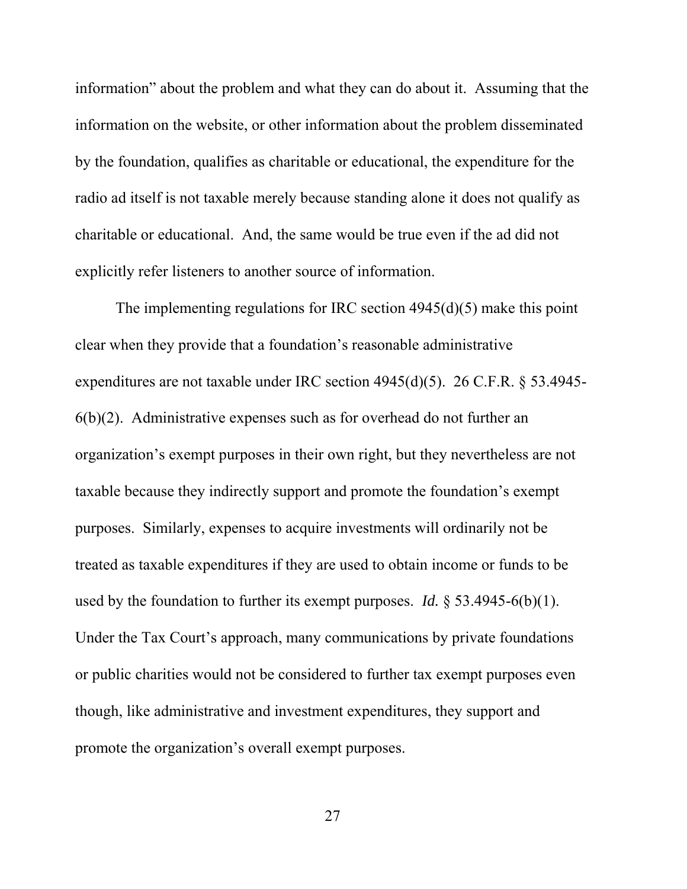information" about the problem and what they can do about it. Assuming that the information on the website, or other information about the problem disseminated by the foundation, qualifies as charitable or educational, the expenditure for the radio ad itself is not taxable merely because standing alone it does not qualify as charitable or educational. And, the same would be true even if the ad did not explicitly refer listeners to another source of information.

The implementing regulations for IRC section 4945(d)(5) make this point clear when they provide that a foundation's reasonable administrative expenditures are not taxable under IRC section 4945(d)(5). 26 C.F.R. § 53.4945-6(b)(2). Administrative expenses such as for overhead do not further an organization's exempt purposes in their own right, but they nevertheless are not taxable because they indirectly support and promote the foundation's exempt purposes. Similarly, expenses to acquire investments will ordinarily not be treated as taxable expenditures if they are used to obtain income or funds to be used by the foundation to further its exempt purposes. *Id.* § 53.4945-6(b)(1). Under the Tax Court's approach, many communications by private foundations or public charities would not be considered to further tax exempt purposes even though, like administrative and investment expenditures, they support and promote the organization's overall exempt purposes.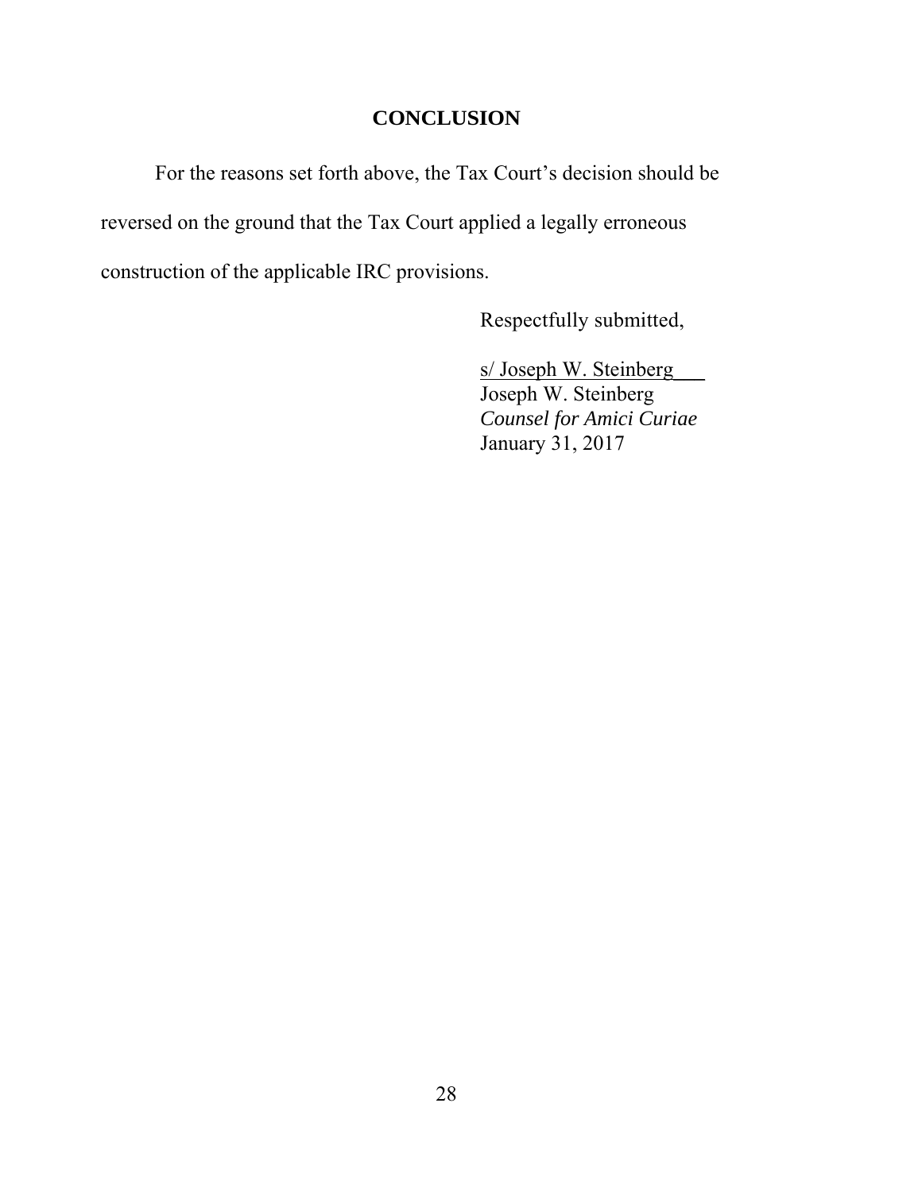## CONCLUSION

For the reasons set forth above, the Tax Court's decision should be reversed on the ground that the Tax Court applied a legally erroneous construction of the applicable IRC provisions.

Respectfully submitted,

s/ Joseph W. Steinberg  
Joseph W. Steinberg  
*Counsel for Amici Curiae*  
January 31, 2017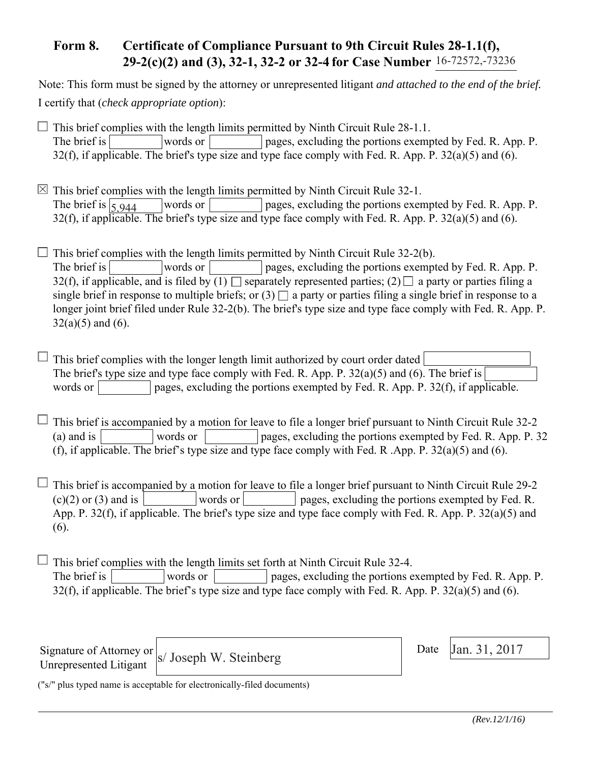## Form 8. Certificate of Compliance Pursuant to 9th Circuit Rules 28-1.1(f), 29-2(c)(2) and (3), 32-1, 32-2 or 32-4 for Case Number 16-72572,-73236

Note: This form must be signed by the attorney or unrepresented litigant *and attached to the end of the brief.*

I certify that (*check appropriate option*):

☐ This brief complies with the length limits permitted by Ninth Circuit Rule 28-1.1.
The brief is [ ] words or [ ] pages, excluding the portions exempted by Fed. R. App. P. 32(f), if applicable. The brief's type size and type face comply with Fed. R. App. P. 32(a)(5) and (6).

☒ This brief complies with the length limits permitted by Ninth Circuit Rule 32-1.
The brief is [5,944] words or [ ] pages, excluding the portions exempted by Fed. R. App. P. 32(f), if applicable. The brief's type size and type face comply with Fed. R. App. P. 32(a)(5) and (6).

☐ This brief complies with the length limits permitted by Ninth Circuit Rule 32-2(b).
The brief is [ ] words or [ ] pages, excluding the portions exempted by Fed. R. App. P. 32(f), if applicable, and is filed by (1) ☐ separately represented parties; (2) ☐ a party or parties filing a single brief in response to multiple briefs; or (3) ☐ a party or parties filing a single brief in response to a longer joint brief filed under Rule 32-2(b). The brief's type size and type face comply with Fed. R. App. P. 32(a)(5) and (6).

☐ This brief complies with the longer length limit authorized by court order dated [ ]
The brief's type size and type face comply with Fed. R. App. P. 32(a)(5) and (6). The brief is [ ] words or [ ] pages, excluding the portions exempted by Fed. R. App. P. 32(f), if applicable.

☐ This brief is accompanied by a motion for leave to file a longer brief pursuant to Ninth Circuit Rule 32-2 (a) and is [ ] words or [ ] pages, excluding the portions exempted by Fed. R. App. P. 32 (f), if applicable. The brief's type size and type face comply with Fed. R .App. P. 32(a)(5) and (6).

☐ This brief is accompanied by a motion for leave to file a longer brief pursuant to Ninth Circuit Rule 29-2 (c)(2) or (3) and is [ ] words or [ ] pages, excluding the portions exempted by Fed. R. App. P. 32(f), if applicable. The brief's type size and type face comply with Fed. R. App. P. 32(a)(5) and (6).

☐ This brief complies with the length limits set forth at Ninth Circuit Rule 32-4.
The brief is [ ] words or [ ] pages, excluding the portions exempted by Fed. R. App. P. 32(f), if applicable. The brief's type size and type face comply with Fed. R. App. P. 32(a)(5) and (6).

Signature of Attorney or Unrepresented Litigant: s/ Joseph W. Steinberg

Date: Jan. 31, 2017

("s/" plus typed name is acceptable for electronically-filed documents)

*(Rev.12/1/16)*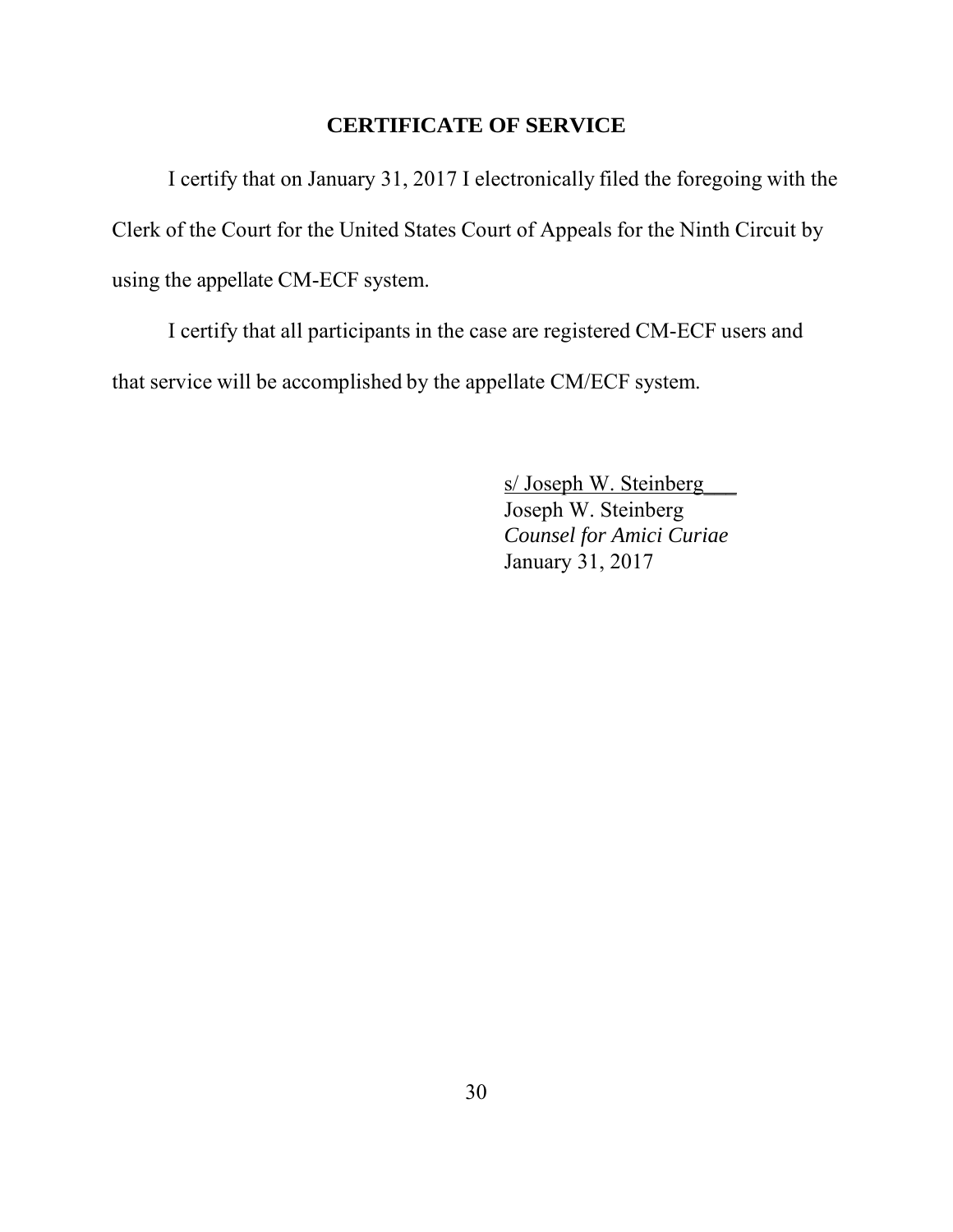## CERTIFICATE OF SERVICE

I certify that on January 31, 2017 I electronically filed the foregoing with the Clerk of the Court for the United States Court of Appeals for the Ninth Circuit by using the appellate CM-ECF system.

I certify that all participants in the case are registered CM-ECF users and that service will be accomplished by the appellate CM/ECF system.

s/ Joseph W. Steinberg  
Joseph W. Steinberg  
*Counsel for Amici Curiae*  
January 31, 2017